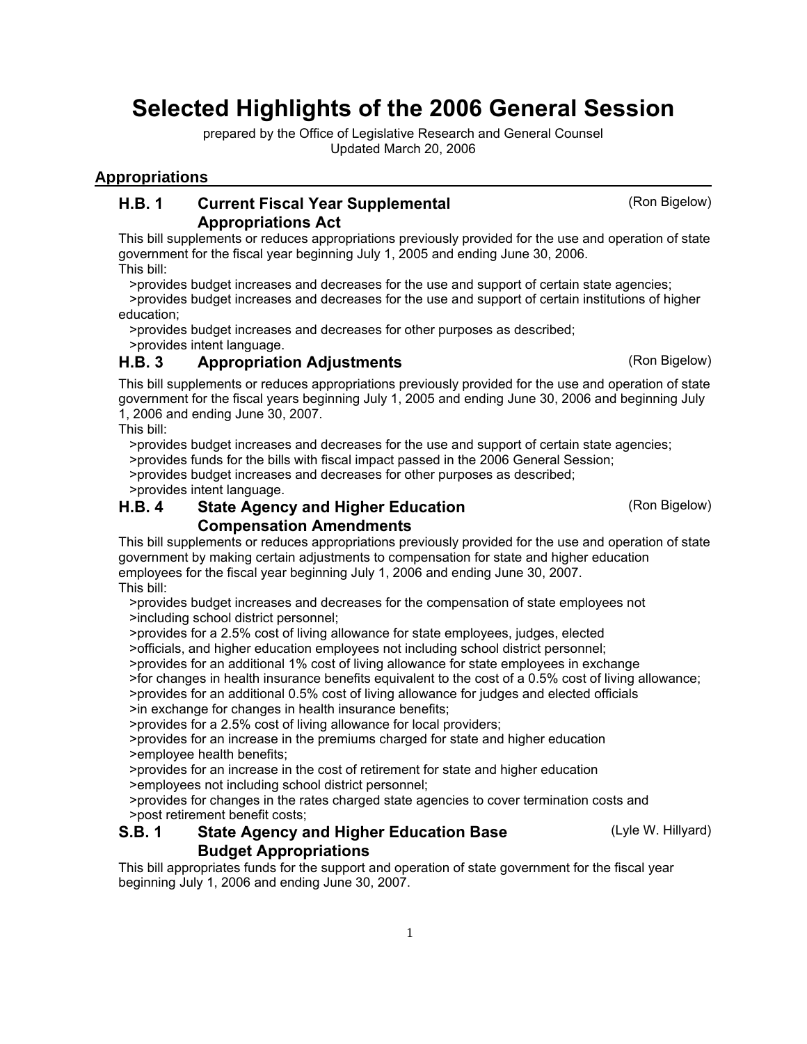# Selected Highlights of the 2006 General Session

prepared by the Office of Legislative Research and General Counsel
Updated March 20, 2006

## Appropriations

### H.B. 1 Current Fiscal Year Supplemental Appropriations Act (Ron Bigelow)

This bill supplements or reduces appropriations previously provided for the use and operation of state government for the fiscal year beginning July 1, 2005 and ending June 30, 2006.

This bill:

>provides budget increases and decreases for the use and support of certain state agencies;
>provides budget increases and decreases for the use and support of certain institutions of higher education;
>provides budget increases and decreases for other purposes as described;
>provides intent language.

### H.B. 3 Appropriation Adjustments (Ron Bigelow)

This bill supplements or reduces appropriations previously provided for the use and operation of state government for the fiscal years beginning July 1, 2005 and ending June 30, 2006 and beginning July 1, 2006 and ending June 30, 2007.

This bill:

>provides budget increases and decreases for the use and support of certain state agencies;
>provides funds for the bills with fiscal impact passed in the 2006 General Session;
>provides budget increases and decreases for other purposes as described;
>provides intent language.

### H.B. 4 State Agency and Higher Education Compensation Amendments (Ron Bigelow)

This bill supplements or reduces appropriations previously provided for the use and operation of state government by making certain adjustments to compensation for state and higher education employees for the fiscal year beginning July 1, 2006 and ending June 30, 2007.

This bill:

>provides budget increases and decreases for the compensation of state employees not
>including school district personnel;
>provides for a 2.5% cost of living allowance for state employees, judges, elected
>officials, and higher education employees not including school district personnel;
>provides for an additional 1% cost of living allowance for state employees in exchange
>for changes in health insurance benefits equivalent to the cost of a 0.5% cost of living allowance;
>provides for an additional 0.5% cost of living allowance for judges and elected officials
>in exchange for changes in health insurance benefits;
>provides for a 2.5% cost of living allowance for local providers;
>provides for an increase in the premiums charged for state and higher education
>employee health benefits;
>provides for an increase in the cost of retirement for state and higher education
>employees not including school district personnel;
>provides for changes in the rates charged state agencies to cover termination costs and
>post retirement benefit costs;

### S.B. 1 State Agency and Higher Education Base Budget Appropriations (Lyle W. Hillyard)

This bill appropriates funds for the support and operation of state government for the fiscal year beginning July 1, 2006 and ending June 30, 2007.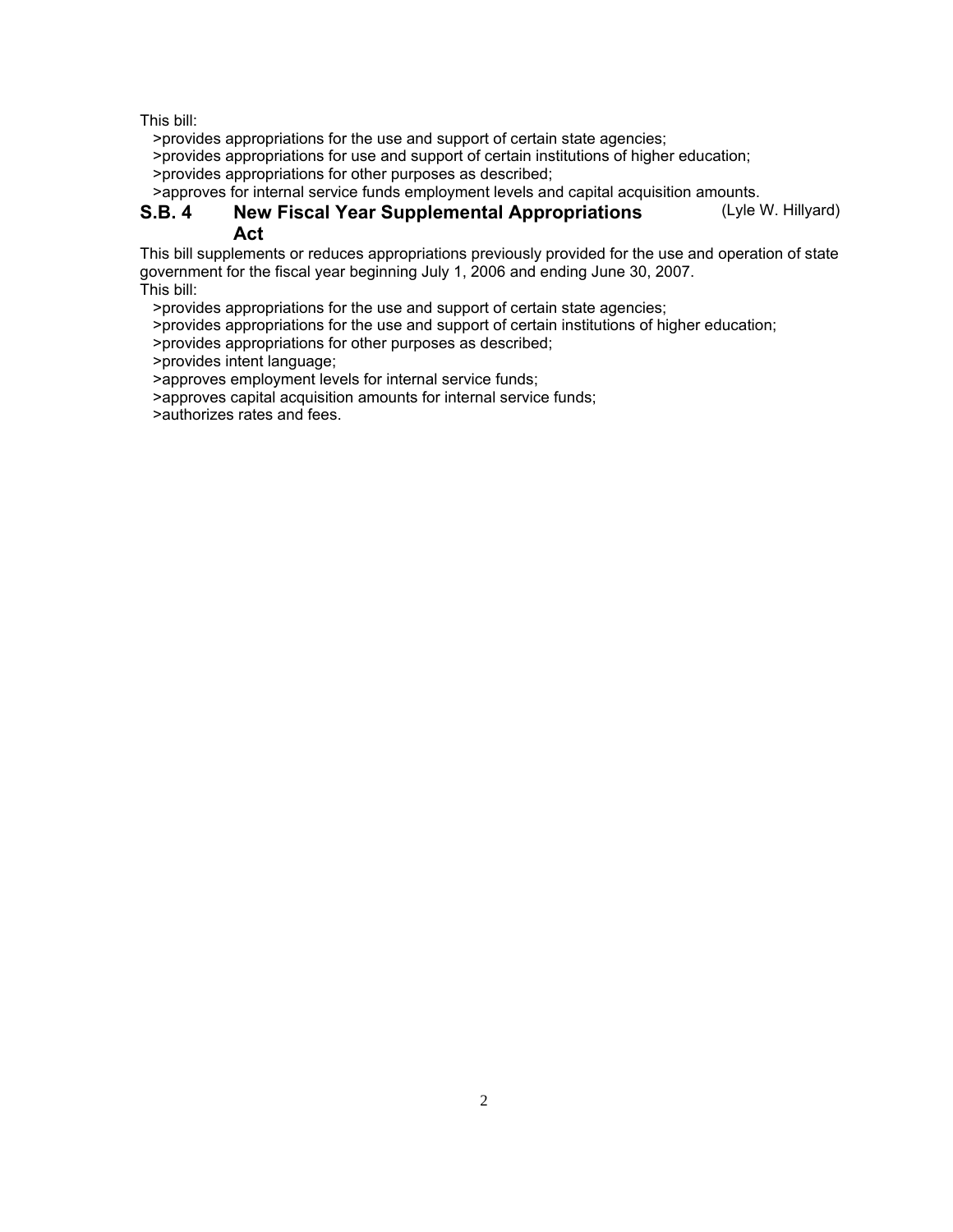This bill:

>provides appropriations for the use and support of certain state agencies;
>provides appropriations for use and support of certain institutions of higher education;
>provides appropriations for other purposes as described;
>approves for internal service funds employment levels and capital acquisition amounts.

### S.B. 4 New Fiscal Year Supplemental Appropriations Act (Lyle W. Hillyard)

This bill supplements or reduces appropriations previously provided for the use and operation of state government for the fiscal year beginning July 1, 2006 and ending June 30, 2007.

This bill:

>provides appropriations for the use and support of certain state agencies;
>provides appropriations for the use and support of certain institutions of higher education;
>provides appropriations for other purposes as described;
>provides intent language;
>approves employment levels for internal service funds;
>approves capital acquisition amounts for internal service funds;
>authorizes rates and fees.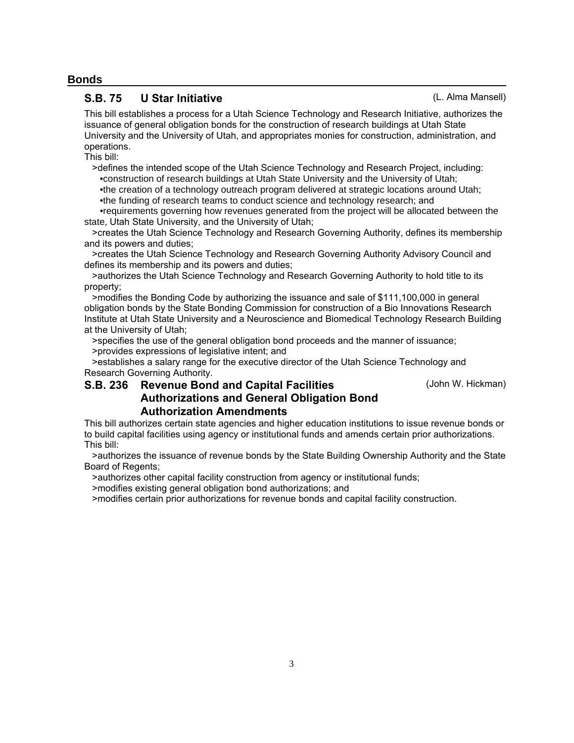## Bonds

### S.B. 75 U Star Initiative (L. Alma Mansell)

This bill establishes a process for a Utah Science Technology and Research Initiative, authorizes the issuance of general obligation bonds for the construction of research buildings at Utah State University and the University of Utah, and appropriates monies for construction, administration, and operations.

This bill:

- defines the intended scope of the Utah Science Technology and Research Project, including:
  - construction of research buildings at Utah State University and the University of Utah;
  - the creation of a technology outreach program delivered at strategic locations around Utah;
  - the funding of research teams to conduct science and technology research; and
  - requirements governing how revenues generated from the project will be allocated between the state, Utah State University, and the University of Utah;
- creates the Utah Science Technology and Research Governing Authority, defines its membership and its powers and duties;
- creates the Utah Science Technology and Research Governing Authority Advisory Council and defines its membership and its powers and duties;
- authorizes the Utah Science Technology and Research Governing Authority to hold title to its property;
- modifies the Bonding Code by authorizing the issuance and sale of $111,100,000 in general obligation bonds by the State Bonding Commission for construction of a Bio Innovations Research Institute at Utah State University and a Neuroscience and Biomedical Technology Research Building at the University of Utah;
- specifies the use of the general obligation bond proceeds and the manner of issuance;
- provides expressions of legislative intent; and
- establishes a salary range for the executive director of the Utah Science Technology and Research Governing Authority.

### S.B. 236 Revenue Bond and Capital Facilities Authorizations and General Obligation Bond Authorization Amendments (John W. Hickman)

This bill authorizes certain state agencies and higher education institutions to issue revenue bonds or to build capital facilities using agency or institutional funds and amends certain prior authorizations.

This bill:

- authorizes the issuance of revenue bonds by the State Building Ownership Authority and the State Board of Regents;
- authorizes other capital facility construction from agency or institutional funds;
- modifies existing general obligation bond authorizations; and
- modifies certain prior authorizations for revenue bonds and capital facility construction.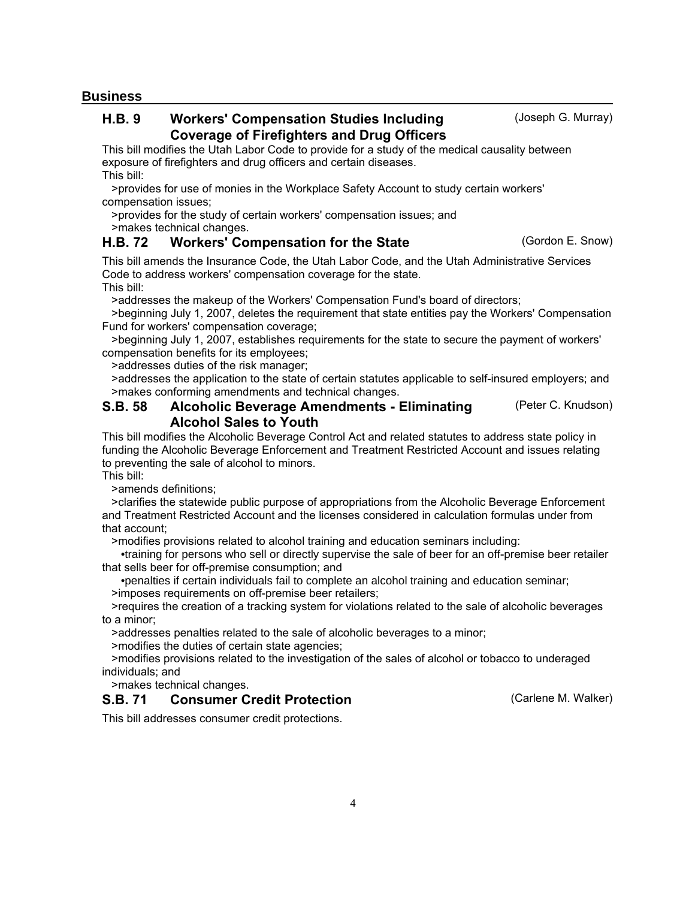## Business

### H.B. 9 Workers' Compensation Studies Including Coverage of Firefighters and Drug Officers (Joseph G. Murray)

This bill modifies the Utah Labor Code to provide for a study of the medical causality between exposure of firefighters and drug officers and certain diseases.

This bill:

>provides for use of monies in the Workplace Safety Account to study certain workers' compensation issues;

>provides for the study of certain workers' compensation issues; and

>makes technical changes.

### H.B. 72 Workers' Compensation for the State (Gordon E. Snow)

This bill amends the Insurance Code, the Utah Labor Code, and the Utah Administrative Services Code to address workers' compensation coverage for the state.

This bill:

>addresses the makeup of the Workers' Compensation Fund's board of directors;

>beginning July 1, 2007, deletes the requirement that state entities pay the Workers' Compensation Fund for workers' compensation coverage;

>beginning July 1, 2007, establishes requirements for the state to secure the payment of workers' compensation benefits for its employees;

>addresses duties of the risk manager;

>addresses the application to the state of certain statutes applicable to self-insured employers; and

>makes conforming amendments and technical changes.

### S.B. 58 Alcoholic Beverage Amendments - Eliminating Alcohol Sales to Youth (Peter C. Knudson)

This bill modifies the Alcoholic Beverage Control Act and related statutes to address state policy in funding the Alcoholic Beverage Enforcement and Treatment Restricted Account and issues relating to preventing the sale of alcohol to minors.

This bill:

>amends definitions;

>clarifies the statewide public purpose of appropriations from the Alcoholic Beverage Enforcement and Treatment Restricted Account and the licenses considered in calculation formulas under from that account;

>modifies provisions related to alcohol training and education seminars including:

- training for persons who sell or directly supervise the sale of beer for an off-premise beer retailer that sells beer for off-premise consumption; and
- penalties if certain individuals fail to complete an alcohol training and education seminar;

>imposes requirements on off-premise beer retailers;

>requires the creation of a tracking system for violations related to the sale of alcoholic beverages to a minor;

>addresses penalties related to the sale of alcoholic beverages to a minor;

>modifies the duties of certain state agencies;

>modifies provisions related to the investigation of the sales of alcohol or tobacco to underaged individuals; and

>makes technical changes.

### S.B. 71 Consumer Credit Protection (Carlene M. Walker)

This bill addresses consumer credit protections.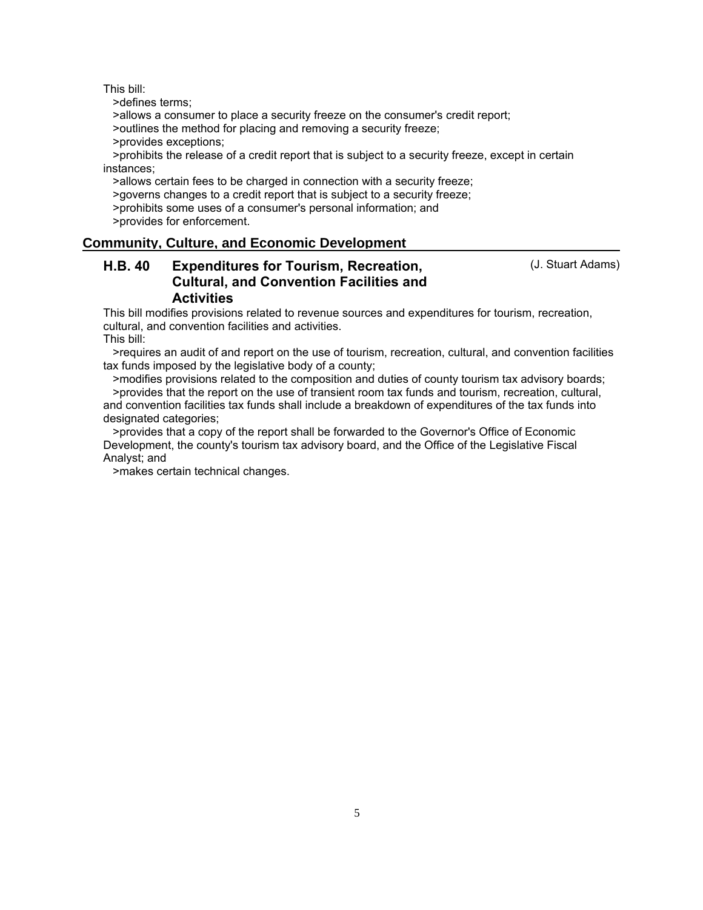This bill:

>defines terms;

>allows a consumer to place a security freeze on the consumer's credit report;

>outlines the method for placing and removing a security freeze;

>provides exceptions;

>prohibits the release of a credit report that is subject to a security freeze, except in certain instances;

>allows certain fees to be charged in connection with a security freeze;

>governs changes to a credit report that is subject to a security freeze;

>prohibits some uses of a consumer's personal information; and

>provides for enforcement.

## Community, Culture, and Economic Development

### H.B. 40 Expenditures for Tourism, Recreation, Cultural, and Convention Facilities and Activities (J. Stuart Adams)

This bill modifies provisions related to revenue sources and expenditures for tourism, recreation, cultural, and convention facilities and activities.

This bill:

>requires an audit of and report on the use of tourism, recreation, cultural, and convention facilities tax funds imposed by the legislative body of a county;

>modifies provisions related to the composition and duties of county tourism tax advisory boards;

>provides that the report on the use of transient room tax funds and tourism, recreation, cultural, and convention facilities tax funds shall include a breakdown of expenditures of the tax funds into designated categories;

>provides that a copy of the report shall be forwarded to the Governor's Office of Economic Development, the county's tourism tax advisory board, and the Office of the Legislative Fiscal Analyst; and

>makes certain technical changes.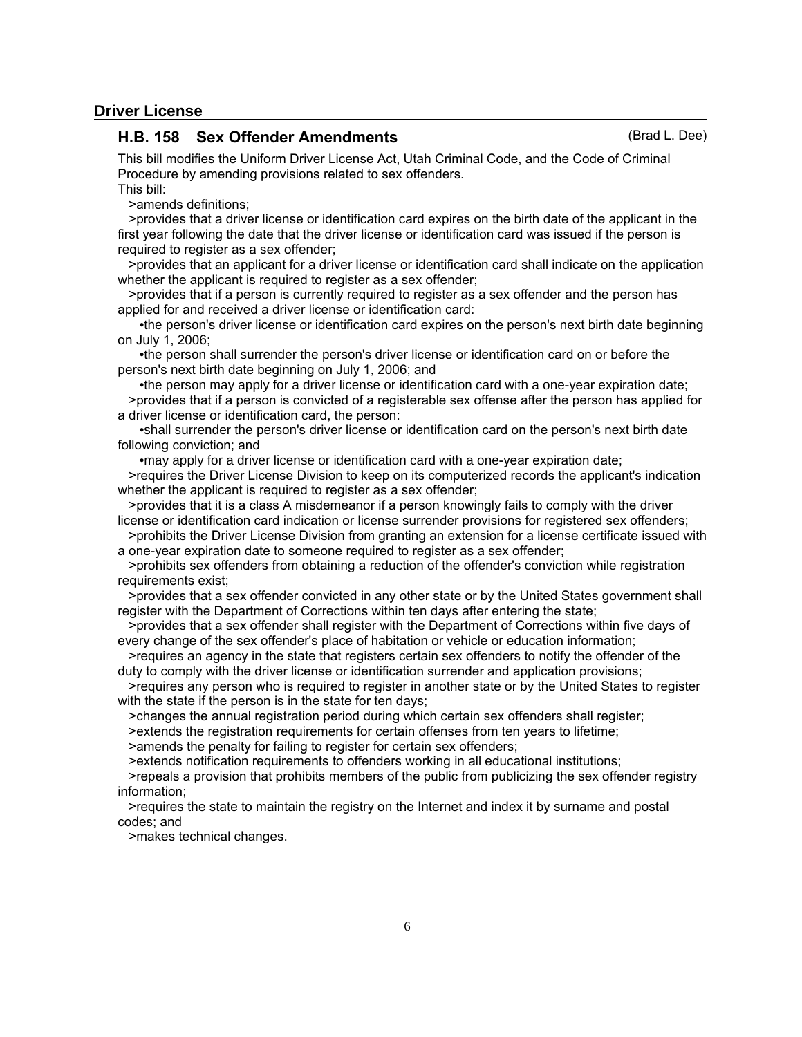## Driver License

### H.B. 158 Sex Offender Amendments (Brad L. Dee)

This bill modifies the Uniform Driver License Act, Utah Criminal Code, and the Code of Criminal Procedure by amending provisions related to sex offenders.

This bill:

>amends definitions;

>provides that a driver license or identification card expires on the birth date of the applicant in the first year following the date that the driver license or identification card was issued if the person is required to register as a sex offender;

>provides that an applicant for a driver license or identification card shall indicate on the application whether the applicant is required to register as a sex offender;

>provides that if a person is currently required to register as a sex offender and the person has applied for and received a driver license or identification card:

- the person's driver license or identification card expires on the person's next birth date beginning on July 1, 2006;
- the person shall surrender the person's driver license or identification card on or before the person's next birth date beginning on July 1, 2006; and
- the person may apply for a driver license or identification card with a one-year expiration date;

>provides that if a person is convicted of a registerable sex offense after the person has applied for a driver license or identification card, the person:

- shall surrender the person's driver license or identification card on the person's next birth date following conviction; and
- may apply for a driver license or identification card with a one-year expiration date;

>requires the Driver License Division to keep on its computerized records the applicant's indication whether the applicant is required to register as a sex offender;

>provides that it is a class A misdemeanor if a person knowingly fails to comply with the driver license or identification card indication or license surrender provisions for registered sex offenders;

>prohibits the Driver License Division from granting an extension for a license certificate issued with a one-year expiration date to someone required to register as a sex offender;

>prohibits sex offenders from obtaining a reduction of the offender's conviction while registration requirements exist;

>provides that a sex offender convicted in any other state or by the United States government shall register with the Department of Corrections within ten days after entering the state;

>provides that a sex offender shall register with the Department of Corrections within five days of every change of the sex offender's place of habitation or vehicle or education information;

>requires an agency in the state that registers certain sex offenders to notify the offender of the duty to comply with the driver license or identification surrender and application provisions;

>requires any person who is required to register in another state or by the United States to register with the state if the person is in the state for ten days;

>changes the annual registration period during which certain sex offenders shall register;

>extends the registration requirements for certain offenses from ten years to lifetime;

>amends the penalty for failing to register for certain sex offenders;

>extends notification requirements to offenders working in all educational institutions;

>repeals a provision that prohibits members of the public from publicizing the sex offender registry information;

>requires the state to maintain the registry on the Internet and index it by surname and postal codes; and

>makes technical changes.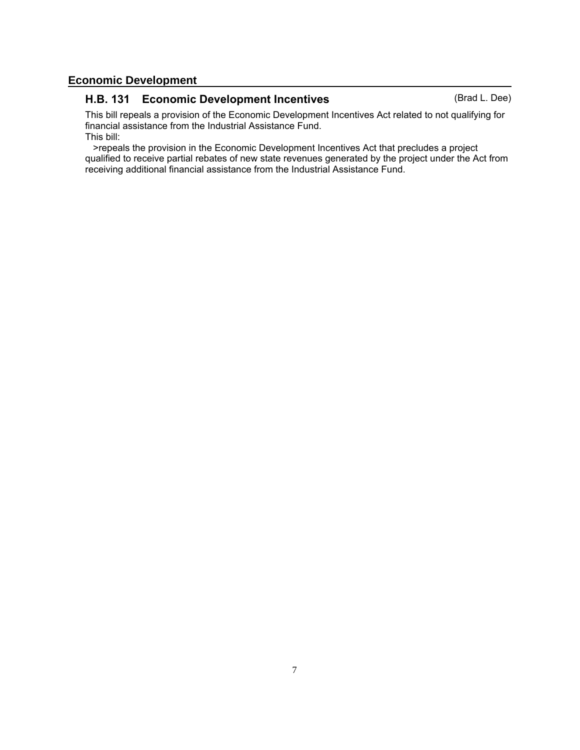## Economic Development

### H.B. 131 Economic Development Incentives (Brad L. Dee)

This bill repeals a provision of the Economic Development Incentives Act related to not qualifying for financial assistance from the Industrial Assistance Fund.

This bill:

>repeals the provision in the Economic Development Incentives Act that precludes a project qualified to receive partial rebates of new state revenues generated by the project under the Act from receiving additional financial assistance from the Industrial Assistance Fund.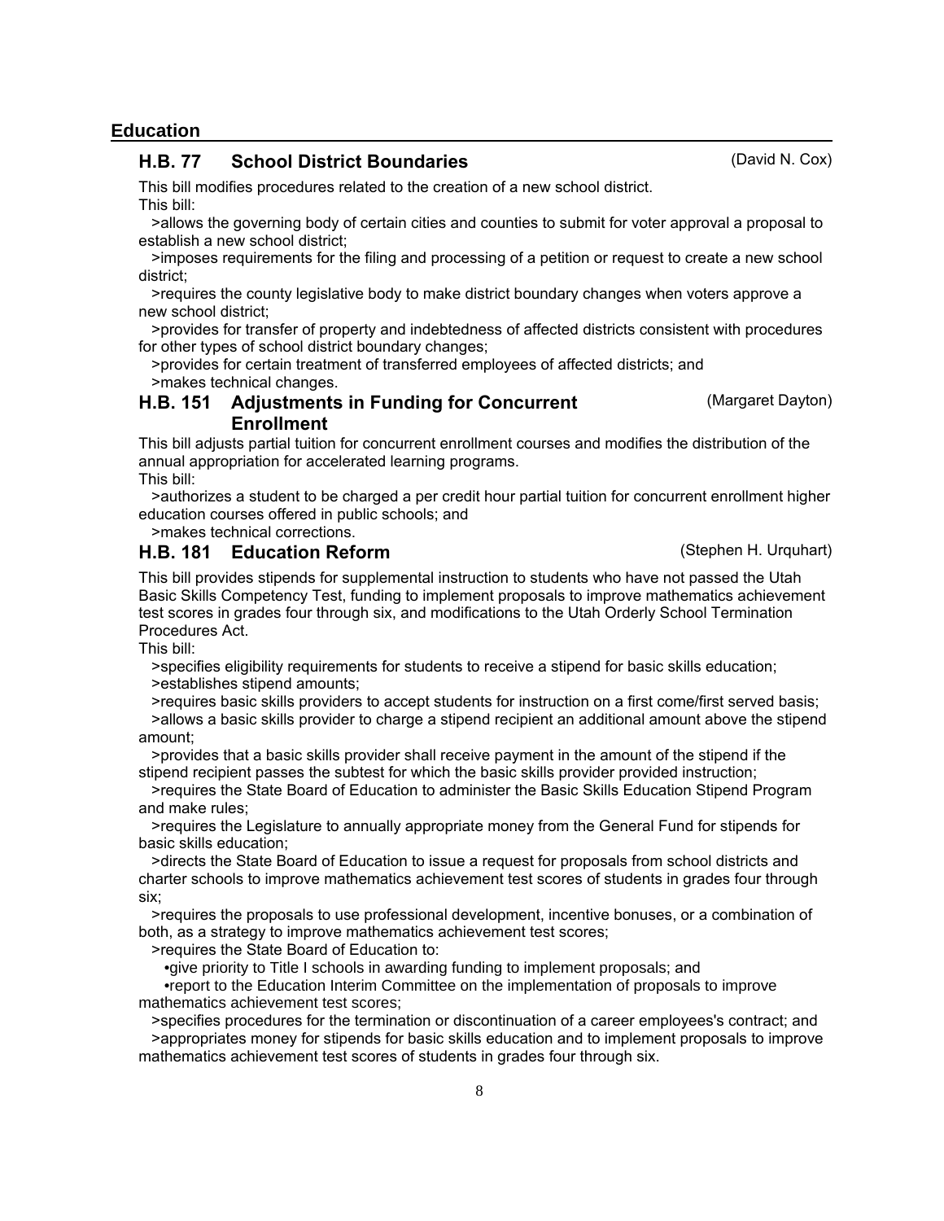## Education

### H.B. 77 School District Boundaries (David N. Cox)

This bill modifies procedures related to the creation of a new school district.

This bill:

>allows the governing body of certain cities and counties to submit for voter approval a proposal to establish a new school district;

>imposes requirements for the filing and processing of a petition or request to create a new school district;

>requires the county legislative body to make district boundary changes when voters approve a new school district;

>provides for transfer of property and indebtedness of affected districts consistent with procedures for other types of school district boundary changes;

>provides for certain treatment of transferred employees of affected districts; and

>makes technical changes.

### H.B. 151 Adjustments in Funding for Concurrent Enrollment (Margaret Dayton)

This bill adjusts partial tuition for concurrent enrollment courses and modifies the distribution of the annual appropriation for accelerated learning programs.

This bill:

>authorizes a student to be charged a per credit hour partial tuition for concurrent enrollment higher education courses offered in public schools; and

>makes technical corrections.

### H.B. 181 Education Reform (Stephen H. Urquhart)

This bill provides stipends for supplemental instruction to students who have not passed the Utah Basic Skills Competency Test, funding to implement proposals to improve mathematics achievement test scores in grades four through six, and modifications to the Utah Orderly School Termination Procedures Act.

This bill:

>specifies eligibility requirements for students to receive a stipend for basic skills education;

>establishes stipend amounts;

>requires basic skills providers to accept students for instruction on a first come/first served basis;

>allows a basic skills provider to charge a stipend recipient an additional amount above the stipend amount;

>provides that a basic skills provider shall receive payment in the amount of the stipend if the stipend recipient passes the subtest for which the basic skills provider provided instruction;

>requires the State Board of Education to administer the Basic Skills Education Stipend Program and make rules;

>requires the Legislature to annually appropriate money from the General Fund for stipends for basic skills education;

>directs the State Board of Education to issue a request for proposals from school districts and charter schools to improve mathematics achievement test scores of students in grades four through six;

>requires the proposals to use professional development, incentive bonuses, or a combination of both, as a strategy to improve mathematics achievement test scores;

>requires the State Board of Education to:

- give priority to Title I schools in awarding funding to implement proposals; and
- report to the Education Interim Committee on the implementation of proposals to improve mathematics achievement test scores;

>specifies procedures for the termination or discontinuation of a career employees's contract; and

>appropriates money for stipends for basic skills education and to implement proposals to improve mathematics achievement test scores of students in grades four through six.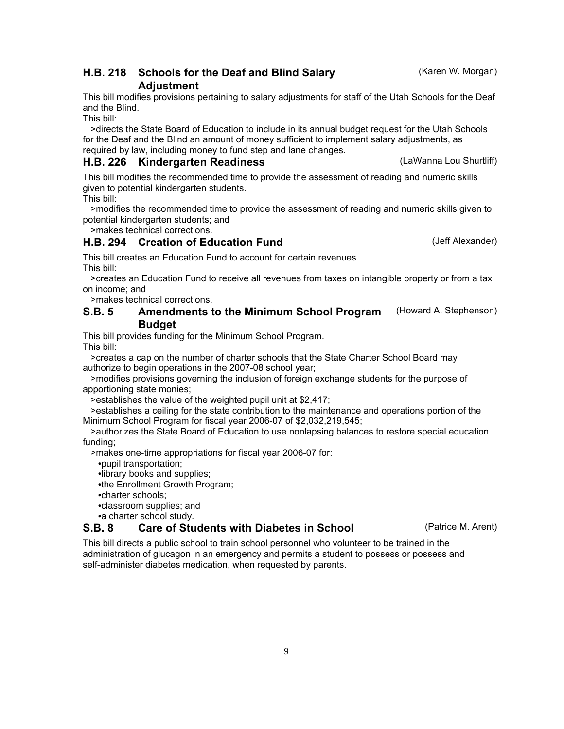### H.B. 218 Schools for the Deaf and Blind Salary Adjustment (Karen W. Morgan)

This bill modifies provisions pertaining to salary adjustments for staff of the Utah Schools for the Deaf and the Blind.

This bill:

>directs the State Board of Education to include in its annual budget request for the Utah Schools for the Deaf and the Blind an amount of money sufficient to implement salary adjustments, as required by law, including money to fund step and lane changes.

### H.B. 226 Kindergarten Readiness (LaWanna Lou Shurtliff)

This bill modifies the recommended time to provide the assessment of reading and numeric skills given to potential kindergarten students.

This bill:

>modifies the recommended time to provide the assessment of reading and numeric skills given to potential kindergarten students; and

>makes technical corrections.

### H.B. 294 Creation of Education Fund (Jeff Alexander)

This bill creates an Education Fund to account for certain revenues.

This bill:

>creates an Education Fund to receive all revenues from taxes on intangible property or from a tax on income; and

>makes technical corrections.

### S.B. 5 Amendments to the Minimum School Program Budget (Howard A. Stephenson)

This bill provides funding for the Minimum School Program.

This bill:

>creates a cap on the number of charter schools that the State Charter School Board may authorize to begin operations in the 2007-08 school year;

>modifies provisions governing the inclusion of foreign exchange students for the purpose of apportioning state monies;

>establishes the value of the weighted pupil unit at $2,417;

>establishes a ceiling for the state contribution to the maintenance and operations portion of the Minimum School Program for fiscal year 2006-07 of $2,032,219,545;

>authorizes the State Board of Education to use nonlapsing balances to restore special education funding;

>makes one-time appropriations for fiscal year 2006-07 for:

- pupil transportation;
- library books and supplies;
- the Enrollment Growth Program;
- charter schools;
- classroom supplies; and
- a charter school study.

### S.B. 8 Care of Students with Diabetes in School (Patrice M. Arent)

This bill directs a public school to train school personnel who volunteer to be trained in the administration of glucagon in an emergency and permits a student to possess or possess and self-administer diabetes medication, when requested by parents.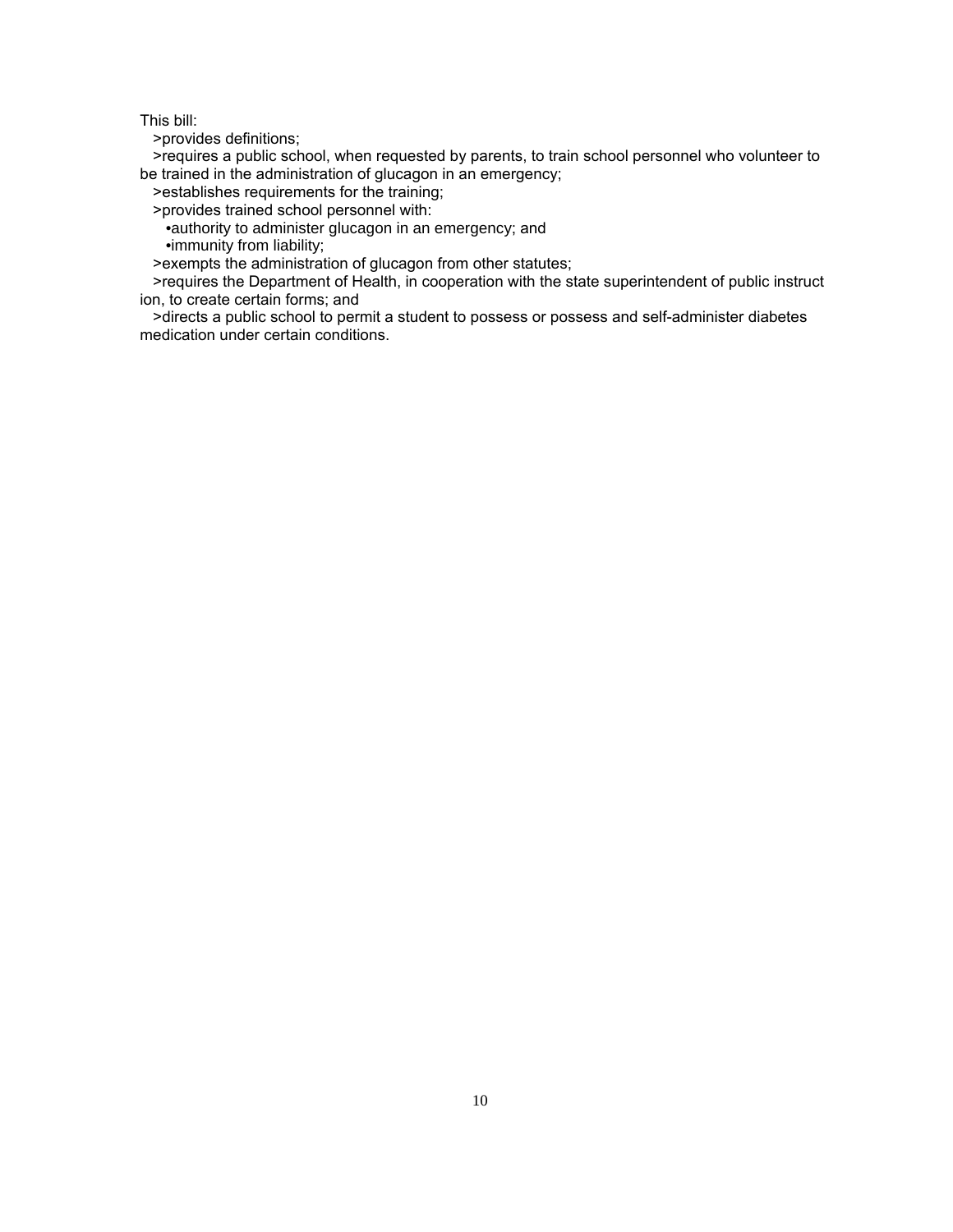This bill:

>provides definitions;

>requires a public school, when requested by parents, to train school personnel who volunteer to be trained in the administration of glucagon in an emergency;

>establishes requirements for the training;

>provides trained school personnel with:

- authority to administer glucagon in an emergency; and
- immunity from liability;

>exempts the administration of glucagon from other statutes;

>requires the Department of Health, in cooperation with the state superintendent of public instruct ion, to create certain forms; and

>directs a public school to permit a student to possess or possess and self-administer diabetes medication under certain conditions.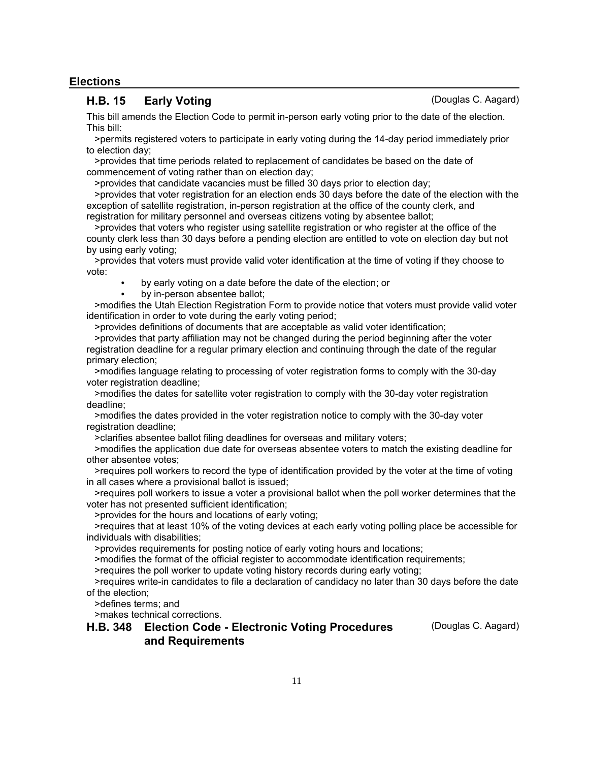## Elections

### H.B. 15 Early Voting (Douglas C. Aagard)

This bill amends the Election Code to permit in-person early voting prior to the date of the election. This bill:

>permits registered voters to participate in early voting during the 14-day period immediately prior to election day;

>provides that time periods related to replacement of candidates be based on the date of commencement of voting rather than on election day;

>provides that candidate vacancies must be filled 30 days prior to election day;

>provides that voter registration for an election ends 30 days before the date of the election with the exception of satellite registration, in-person registration at the office of the county clerk, and registration for military personnel and overseas citizens voting by absentee ballot;

>provides that voters who register using satellite registration or who register at the office of the county clerk less than 30 days before a pending election are entitled to vote on election day but not by using early voting;

>provides that voters must provide valid voter identification at the time of voting if they choose to vote:

- by early voting on a date before the date of the election; or
- by in-person absentee ballot;

>modifies the Utah Election Registration Form to provide notice that voters must provide valid voter identification in order to vote during the early voting period;

>provides definitions of documents that are acceptable as valid voter identification;

>provides that party affiliation may not be changed during the period beginning after the voter registration deadline for a regular primary election and continuing through the date of the regular primary election;

>modifies language relating to processing of voter registration forms to comply with the 30-day voter registration deadline;

>modifies the dates for satellite voter registration to comply with the 30-day voter registration deadline;

>modifies the dates provided in the voter registration notice to comply with the 30-day voter registration deadline;

>clarifies absentee ballot filing deadlines for overseas and military voters;

>modifies the application due date for overseas absentee voters to match the existing deadline for other absentee votes;

>requires poll workers to record the type of identification provided by the voter at the time of voting in all cases where a provisional ballot is issued;

>requires poll workers to issue a voter a provisional ballot when the poll worker determines that the voter has not presented sufficient identification;

>provides for the hours and locations of early voting;

>requires that at least 10% of the voting devices at each early voting polling place be accessible for individuals with disabilities;

>provides requirements for posting notice of early voting hours and locations;

>modifies the format of the official register to accommodate identification requirements;

>requires the poll worker to update voting history records during early voting;

>requires write-in candidates to file a declaration of candidacy no later than 30 days before the date of the election;

>defines terms; and

>makes technical corrections.

### H.B. 348 Election Code - Electronic Voting Procedures and Requirements (Douglas C. Aagard)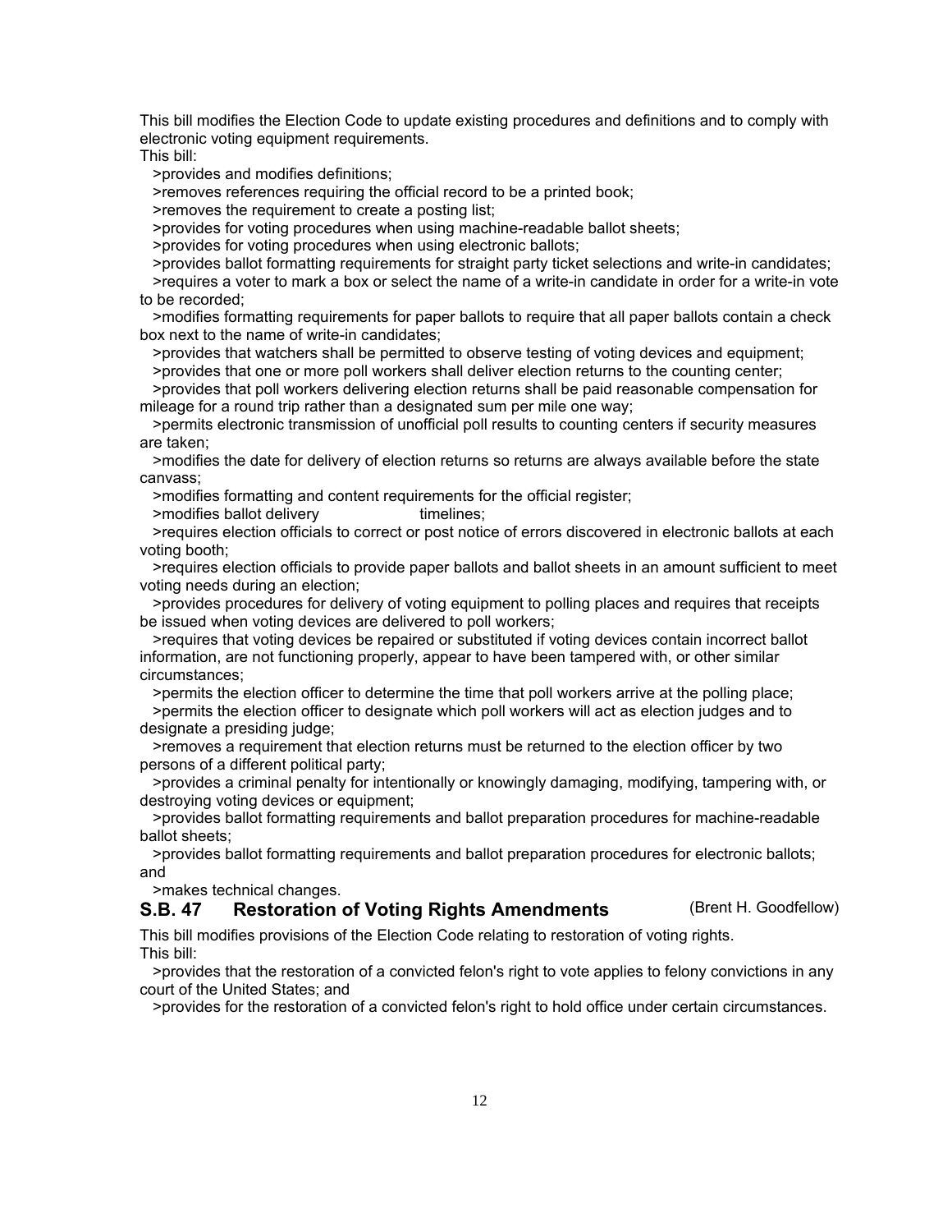This bill modifies the Election Code to update existing procedures and definitions and to comply with electronic voting equipment requirements.

This bill:

>provides and modifies definitions;

>removes references requiring the official record to be a printed book;

>removes the requirement to create a posting list;

>provides for voting procedures when using machine-readable ballot sheets;

>provides for voting procedures when using electronic ballots;

>provides ballot formatting requirements for straight party ticket selections and write-in candidates;

>requires a voter to mark a box or select the name of a write-in candidate in order for a write-in vote to be recorded;

>modifies formatting requirements for paper ballots to require that all paper ballots contain a check box next to the name of write-in candidates;

>provides that watchers shall be permitted to observe testing of voting devices and equipment;

>provides that one or more poll workers shall deliver election returns to the counting center;

>provides that poll workers delivering election returns shall be paid reasonable compensation for mileage for a round trip rather than a designated sum per mile one way;

>permits electronic transmission of unofficial poll results to counting centers if security measures are taken;

>modifies the date for delivery of election returns so returns are always available before the state canvass;

>modifies formatting and content requirements for the official register;

>modifies ballot delivery timelines;

>requires election officials to correct or post notice of errors discovered in electronic ballots at each voting booth;

>requires election officials to provide paper ballots and ballot sheets in an amount sufficient to meet voting needs during an election;

>provides procedures for delivery of voting equipment to polling places and requires that receipts be issued when voting devices are delivered to poll workers;

>requires that voting devices be repaired or substituted if voting devices contain incorrect ballot information, are not functioning properly, appear to have been tampered with, or other similar circumstances;

>permits the election officer to determine the time that poll workers arrive at the polling place;

>permits the election officer to designate which poll workers will act as election judges and to designate a presiding judge;

>removes a requirement that election returns must be returned to the election officer by two persons of a different political party;

>provides a criminal penalty for intentionally or knowingly damaging, modifying, tampering with, or destroying voting devices or equipment;

>provides ballot formatting requirements and ballot preparation procedures for machine-readable ballot sheets;

>provides ballot formatting requirements and ballot preparation procedures for electronic ballots; and

>makes technical changes.

### S.B. 47 Restoration of Voting Rights Amendments (Brent H. Goodfellow)

This bill modifies provisions of the Election Code relating to restoration of voting rights.

This bill:

>provides that the restoration of a convicted felon's right to vote applies to felony convictions in any court of the United States; and

>provides for the restoration of a convicted felon's right to hold office under certain circumstances.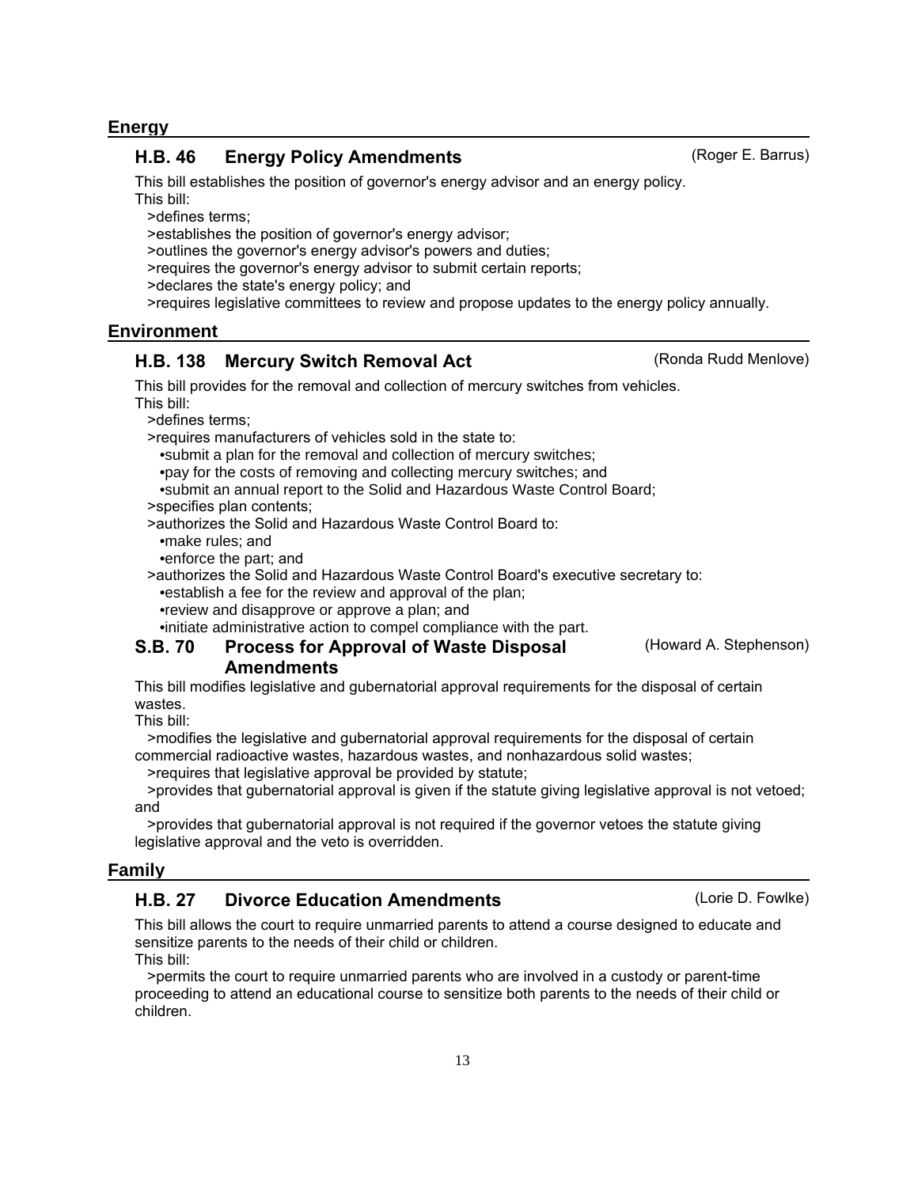## Energy

### H.B. 46 Energy Policy Amendments (Roger E. Barrus)

This bill establishes the position of governor's energy advisor and an energy policy.
This bill:

>defines terms;
>establishes the position of governor's energy advisor;
>outlines the governor's energy advisor's powers and duties;
>requires the governor's energy advisor to submit certain reports;
>declares the state's energy policy; and
>requires legislative committees to review and propose updates to the energy policy annually.

## Environment

### H.B. 138 Mercury Switch Removal Act (Ronda Rudd Menlove)

This bill provides for the removal and collection of mercury switches from vehicles.
This bill:

>defines terms;
>requires manufacturers of vehicles sold in the state to:
- submit a plan for the removal and collection of mercury switches;
- pay for the costs of removing and collecting mercury switches; and
- submit an annual report to the Solid and Hazardous Waste Control Board;

>specifies plan contents;
>authorizes the Solid and Hazardous Waste Control Board to:
- make rules; and
- enforce the part; and

>authorizes the Solid and Hazardous Waste Control Board's executive secretary to:
- establish a fee for the review and approval of the plan;
- review and disapprove or approve a plan; and
- initiate administrative action to compel compliance with the part.

### S.B. 70 Process for Approval of Waste Disposal Amendments (Howard A. Stephenson)

This bill modifies legislative and gubernatorial approval requirements for the disposal of certain wastes.
This bill:

>modifies the legislative and gubernatorial approval requirements for the disposal of certain commercial radioactive wastes, hazardous wastes, and nonhazardous solid wastes;
>requires that legislative approval be provided by statute;
>provides that gubernatorial approval is given if the statute giving legislative approval is not vetoed; and
>provides that gubernatorial approval is not required if the governor vetoes the statute giving legislative approval and the veto is overridden.

## Family

### H.B. 27 Divorce Education Amendments (Lorie D. Fowlke)

This bill allows the court to require unmarried parents to attend a course designed to educate and sensitize parents to the needs of their child or children.
This bill:

>permits the court to require unmarried parents who are involved in a custody or parent-time proceeding to attend an educational course to sensitize both parents to the needs of their child or children.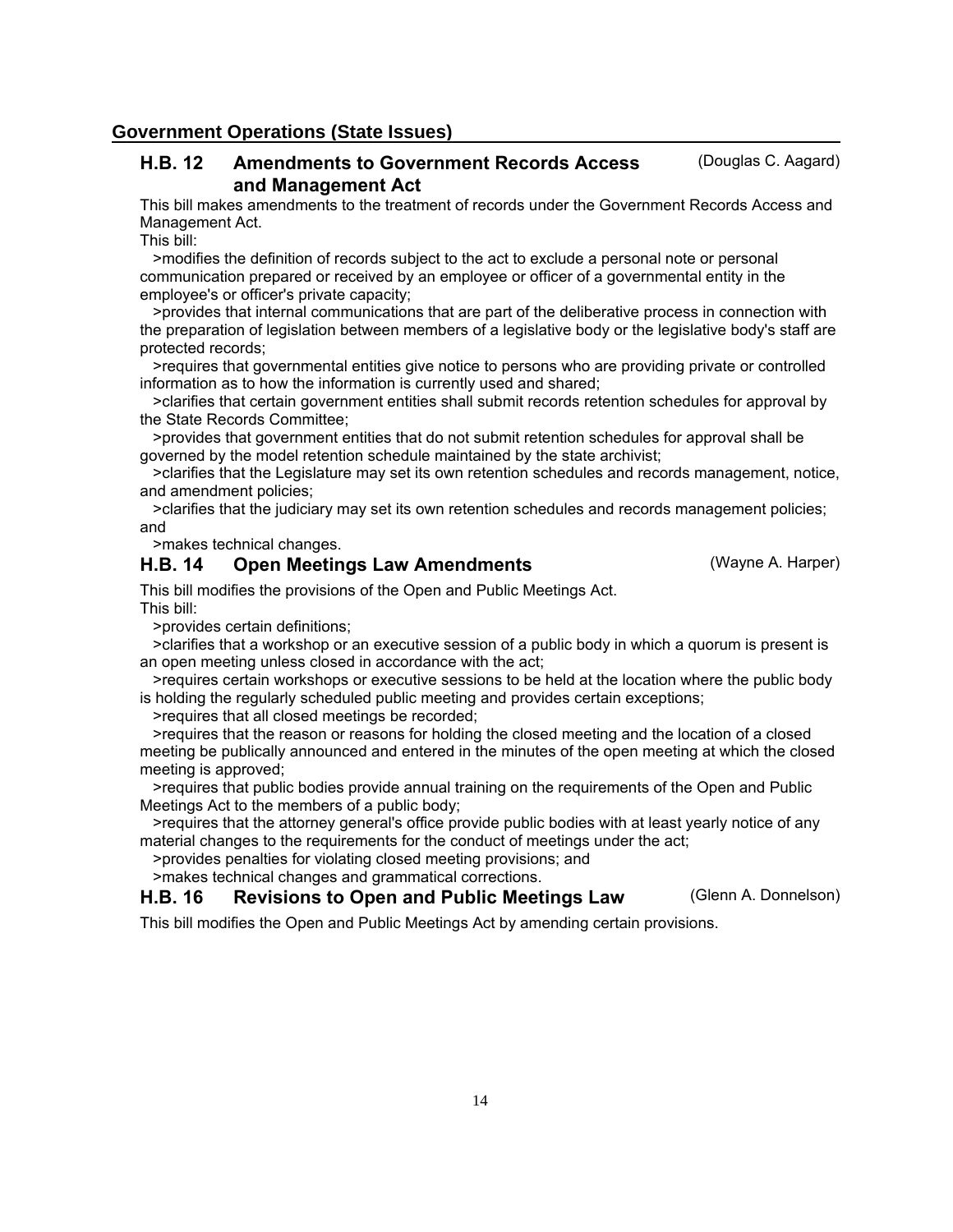## Government Operations (State Issues)

### H.B. 12 Amendments to Government Records Access and Management Act (Douglas C. Aagard)

This bill makes amendments to the treatment of records under the Government Records Access and Management Act.

This bill:

>modifies the definition of records subject to the act to exclude a personal note or personal communication prepared or received by an employee or officer of a governmental entity in the employee's or officer's private capacity;

>provides that internal communications that are part of the deliberative process in connection with the preparation of legislation between members of a legislative body or the legislative body's staff are protected records;

>requires that governmental entities give notice to persons who are providing private or controlled information as to how the information is currently used and shared;

>clarifies that certain government entities shall submit records retention schedules for approval by the State Records Committee;

>provides that government entities that do not submit retention schedules for approval shall be governed by the model retention schedule maintained by the state archivist;

>clarifies that the Legislature may set its own retention schedules and records management, notice, and amendment policies;

>clarifies that the judiciary may set its own retention schedules and records management policies; and

>makes technical changes.

### H.B. 14 Open Meetings Law Amendments (Wayne A. Harper)

This bill modifies the provisions of the Open and Public Meetings Act.

This bill:

>provides certain definitions;

>clarifies that a workshop or an executive session of a public body in which a quorum is present is an open meeting unless closed in accordance with the act;

>requires certain workshops or executive sessions to be held at the location where the public body is holding the regularly scheduled public meeting and provides certain exceptions;

>requires that all closed meetings be recorded;

>requires that the reason or reasons for holding the closed meeting and the location of a closed meeting be publically announced and entered in the minutes of the open meeting at which the closed meeting is approved;

>requires that public bodies provide annual training on the requirements of the Open and Public Meetings Act to the members of a public body;

>requires that the attorney general's office provide public bodies with at least yearly notice of any material changes to the requirements for the conduct of meetings under the act;

>provides penalties for violating closed meeting provisions; and

>makes technical changes and grammatical corrections.

### H.B. 16 Revisions to Open and Public Meetings Law (Glenn A. Donnelson)

This bill modifies the Open and Public Meetings Act by amending certain provisions.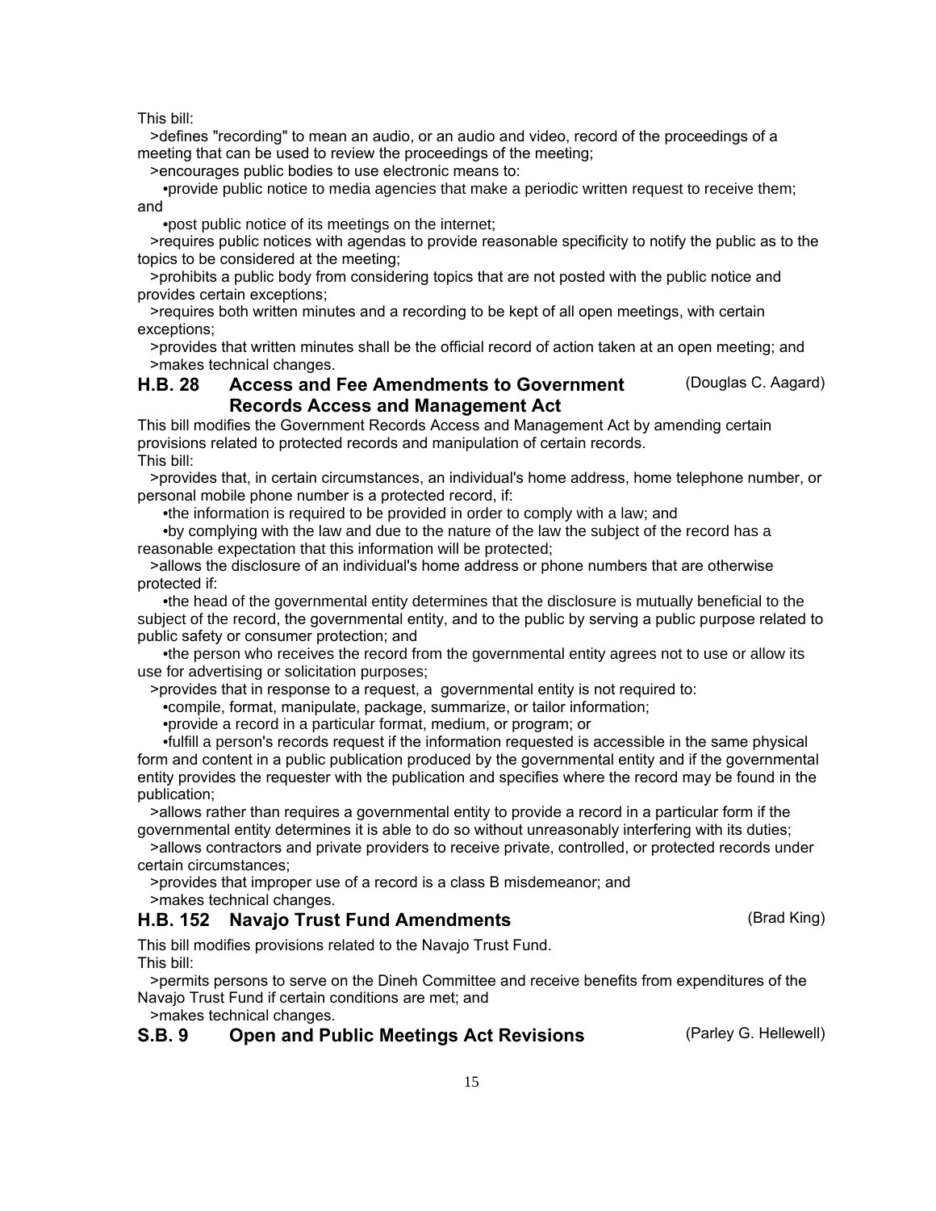This bill:

>defines "recording" to mean an audio, or an audio and video, record of the proceedings of a meeting that can be used to review the proceedings of the meeting;

>encourages public bodies to use electronic means to:

- provide public notice to media agencies that make a periodic written request to receive them; and
- post public notice of its meetings on the internet;

>requires public notices with agendas to provide reasonable specificity to notify the public as to the topics to be considered at the meeting;

>prohibits a public body from considering topics that are not posted with the public notice and provides certain exceptions;

>requires both written minutes and a recording to be kept of all open meetings, with certain exceptions;

>provides that written minutes shall be the official record of action taken at an open meeting; and

>makes technical changes.

### H.B. 28 Access and Fee Amendments to Government Records Access and Management Act (Douglas C. Aagard)

This bill modifies the Government Records Access and Management Act by amending certain provisions related to protected records and manipulation of certain records.

This bill:

>provides that, in certain circumstances, an individual's home address, home telephone number, or personal mobile phone number is a protected record, if:

- the information is required to be provided in order to comply with a law; and
- by complying with the law and due to the nature of the law the subject of the record has a reasonable expectation that this information will be protected;

>allows the disclosure of an individual's home address or phone numbers that are otherwise protected if:

- the head of the governmental entity determines that the disclosure is mutually beneficial to the subject of the record, the governmental entity, and to the public by serving a public purpose related to public safety or consumer protection; and
- the person who receives the record from the governmental entity agrees not to use or allow its use for advertising or solicitation purposes;

>provides that in response to a request, a governmental entity is not required to:

- compile, format, manipulate, package, summarize, or tailor information;
- provide a record in a particular format, medium, or program; or
- fulfill a person's records request if the information requested is accessible in the same physical form and content in a public publication produced by the governmental entity and if the governmental entity provides the requester with the publication and specifies where the record may be found in the publication;

>allows rather than requires a governmental entity to provide a record in a particular form if the governmental entity determines it is able to do so without unreasonably interfering with its duties;

>allows contractors and private providers to receive private, controlled, or protected records under certain circumstances;

>provides that improper use of a record is a class B misdemeanor; and

>makes technical changes.

### H.B. 152 Navajo Trust Fund Amendments (Brad King)

This bill modifies provisions related to the Navajo Trust Fund.

This bill:

>permits persons to serve on the Dineh Committee and receive benefits from expenditures of the Navajo Trust Fund if certain conditions are met; and

>makes technical changes.

### S.B. 9 Open and Public Meetings Act Revisions (Parley G. Hellewell)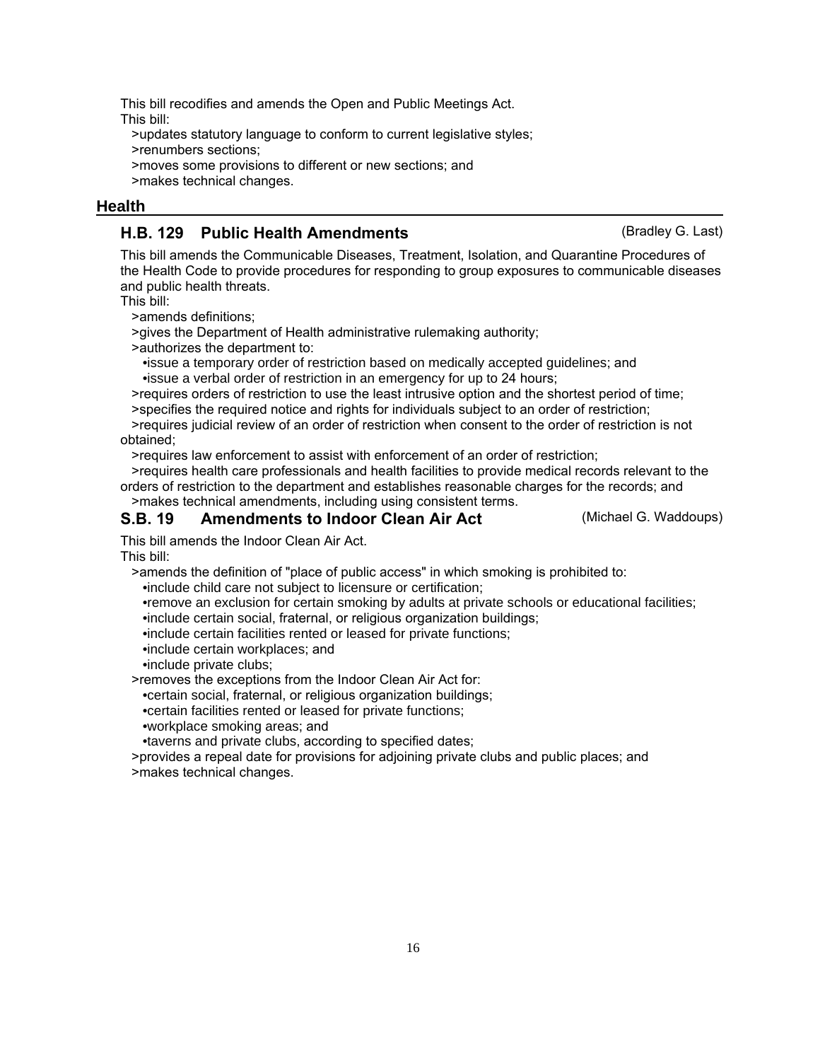This bill recodifies and amends the Open and Public Meetings Act.

This bill:

- >updates statutory language to conform to current legislative styles;
- >renumbers sections;
- >moves some provisions to different or new sections; and
- >makes technical changes.

## Health

### H.B. 129 Public Health Amendments (Bradley G. Last)

This bill amends the Communicable Diseases, Treatment, Isolation, and Quarantine Procedures of the Health Code to provide procedures for responding to group exposures to communicable diseases and public health threats.

This bill:

- >amends definitions;
- >gives the Department of Health administrative rulemaking authority;
- >authorizes the department to:
  - •issue a temporary order of restriction based on medically accepted guidelines; and
  - •issue a verbal order of restriction in an emergency for up to 24 hours;
- >requires orders of restriction to use the least intrusive option and the shortest period of time;
- >specifies the required notice and rights for individuals subject to an order of restriction;
- >requires judicial review of an order of restriction when consent to the order of restriction is not obtained;
- >requires law enforcement to assist with enforcement of an order of restriction;
- >requires health care professionals and health facilities to provide medical records relevant to the orders of restriction to the department and establishes reasonable charges for the records; and
- >makes technical amendments, including using consistent terms.

### S.B. 19 Amendments to Indoor Clean Air Act (Michael G. Waddoups)

This bill amends the Indoor Clean Air Act.

This bill:

- >amends the definition of "place of public access" in which smoking is prohibited to:
  - •include child care not subject to licensure or certification;
  - •remove an exclusion for certain smoking by adults at private schools or educational facilities;
  - •include certain social, fraternal, or religious organization buildings;
  - •include certain facilities rented or leased for private functions;
  - •include certain workplaces; and
  - •include private clubs;
- >removes the exceptions from the Indoor Clean Air Act for:
  - •certain social, fraternal, or religious organization buildings;
  - •certain facilities rented or leased for private functions;
  - •workplace smoking areas; and
  - •taverns and private clubs, according to specified dates;
- >provides a repeal date for provisions for adjoining private clubs and public places; and
- >makes technical changes.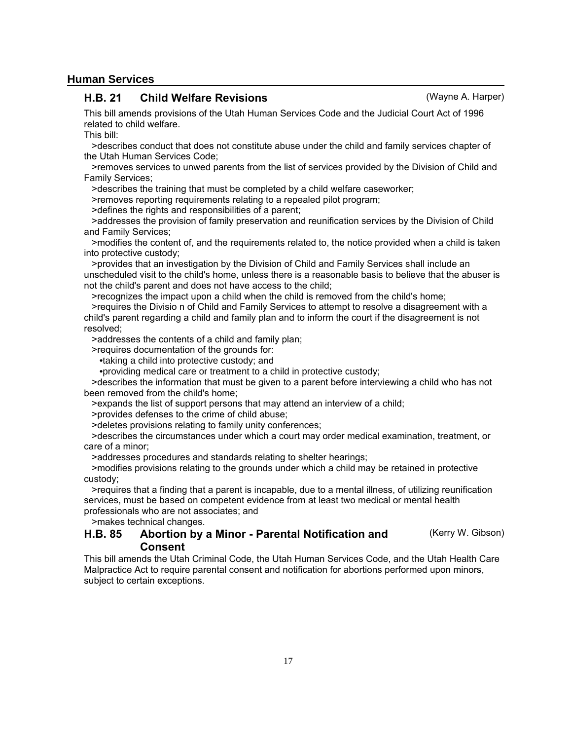## Human Services

### H.B. 21 Child Welfare Revisions (Wayne A. Harper)

This bill amends provisions of the Utah Human Services Code and the Judicial Court Act of 1996 related to child welfare.

This bill:

>describes conduct that does not constitute abuse under the child and family services chapter of the Utah Human Services Code;

>removes services to unwed parents from the list of services provided by the Division of Child and Family Services;

>describes the training that must be completed by a child welfare caseworker;

>removes reporting requirements relating to a repealed pilot program;

>defines the rights and responsibilities of a parent;

>addresses the provision of family preservation and reunification services by the Division of Child and Family Services;

>modifies the content of, and the requirements related to, the notice provided when a child is taken into protective custody;

>provides that an investigation by the Division of Child and Family Services shall include an unscheduled visit to the child's home, unless there is a reasonable basis to believe that the abuser is not the child's parent and does not have access to the child;

>recognizes the impact upon a child when the child is removed from the child's home;

>requires the Divisio n of Child and Family Services to attempt to resolve a disagreement with a child's parent regarding a child and family plan and to inform the court if the disagreement is not resolved;

>addresses the contents of a child and family plan;

>requires documentation of the grounds for:

- taking a child into protective custody; and
- providing medical care or treatment to a child in protective custody;

>describes the information that must be given to a parent before interviewing a child who has not been removed from the child's home;

>expands the list of support persons that may attend an interview of a child;

>provides defenses to the crime of child abuse;

>deletes provisions relating to family unity conferences;

>describes the circumstances under which a court may order medical examination, treatment, or care of a minor;

>addresses procedures and standards relating to shelter hearings;

>modifies provisions relating to the grounds under which a child may be retained in protective custody;

>requires that a finding that a parent is incapable, due to a mental illness, of utilizing reunification services, must be based on competent evidence from at least two medical or mental health professionals who are not associates; and

>makes technical changes.

### H.B. 85 Abortion by a Minor - Parental Notification and Consent (Kerry W. Gibson)

This bill amends the Utah Criminal Code, the Utah Human Services Code, and the Utah Health Care Malpractice Act to require parental consent and notification for abortions performed upon minors, subject to certain exceptions.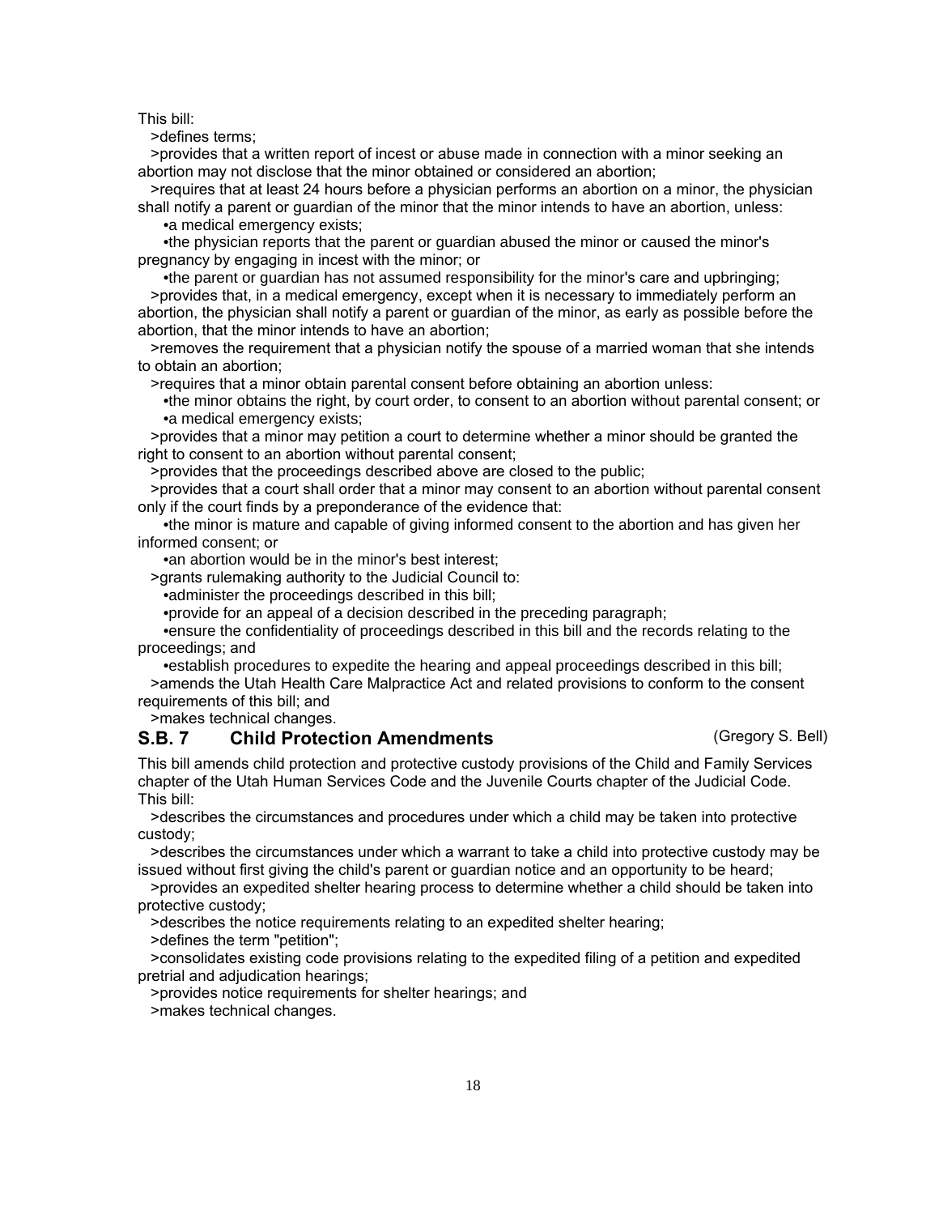This bill:

>defines terms;

>provides that a written report of incest or abuse made in connection with a minor seeking an abortion may not disclose that the minor obtained or considered an abortion;

>requires that at least 24 hours before a physician performs an abortion on a minor, the physician shall notify a parent or guardian of the minor that the minor intends to have an abortion, unless:

- a medical emergency exists;
- the physician reports that the parent or guardian abused the minor or caused the minor's pregnancy by engaging in incest with the minor; or
- the parent or guardian has not assumed responsibility for the minor's care and upbringing;

>provides that, in a medical emergency, except when it is necessary to immediately perform an abortion, the physician shall notify a parent or guardian of the minor, as early as possible before the abortion, that the minor intends to have an abortion;

>removes the requirement that a physician notify the spouse of a married woman that she intends to obtain an abortion;

>requires that a minor obtain parental consent before obtaining an abortion unless:

- the minor obtains the right, by court order, to consent to an abortion without parental consent; or
- a medical emergency exists;

>provides that a minor may petition a court to determine whether a minor should be granted the right to consent to an abortion without parental consent;

>provides that the proceedings described above are closed to the public;

>provides that a court shall order that a minor may consent to an abortion without parental consent only if the court finds by a preponderance of the evidence that:

- the minor is mature and capable of giving informed consent to the abortion and has given her informed consent; or
- an abortion would be in the minor's best interest;

>grants rulemaking authority to the Judicial Council to:

- administer the proceedings described in this bill;
- provide for an appeal of a decision described in the preceding paragraph;
- ensure the confidentiality of proceedings described in this bill and the records relating to the proceedings; and
- establish procedures to expedite the hearing and appeal proceedings described in this bill;

>amends the Utah Health Care Malpractice Act and related provisions to conform to the consent requirements of this bill; and

>makes technical changes.

## S.B. 7 Child Protection Amendments (Gregory S. Bell)

This bill amends child protection and protective custody provisions of the Child and Family Services chapter of the Utah Human Services Code and the Juvenile Courts chapter of the Judicial Code. This bill:

>describes the circumstances and procedures under which a child may be taken into protective custody;

>describes the circumstances under which a warrant to take a child into protective custody may be issued without first giving the child's parent or guardian notice and an opportunity to be heard;

>provides an expedited shelter hearing process to determine whether a child should be taken into protective custody;

>describes the notice requirements relating to an expedited shelter hearing;

>defines the term "petition";

>consolidates existing code provisions relating to the expedited filing of a petition and expedited pretrial and adjudication hearings;

>provides notice requirements for shelter hearings; and

>makes technical changes.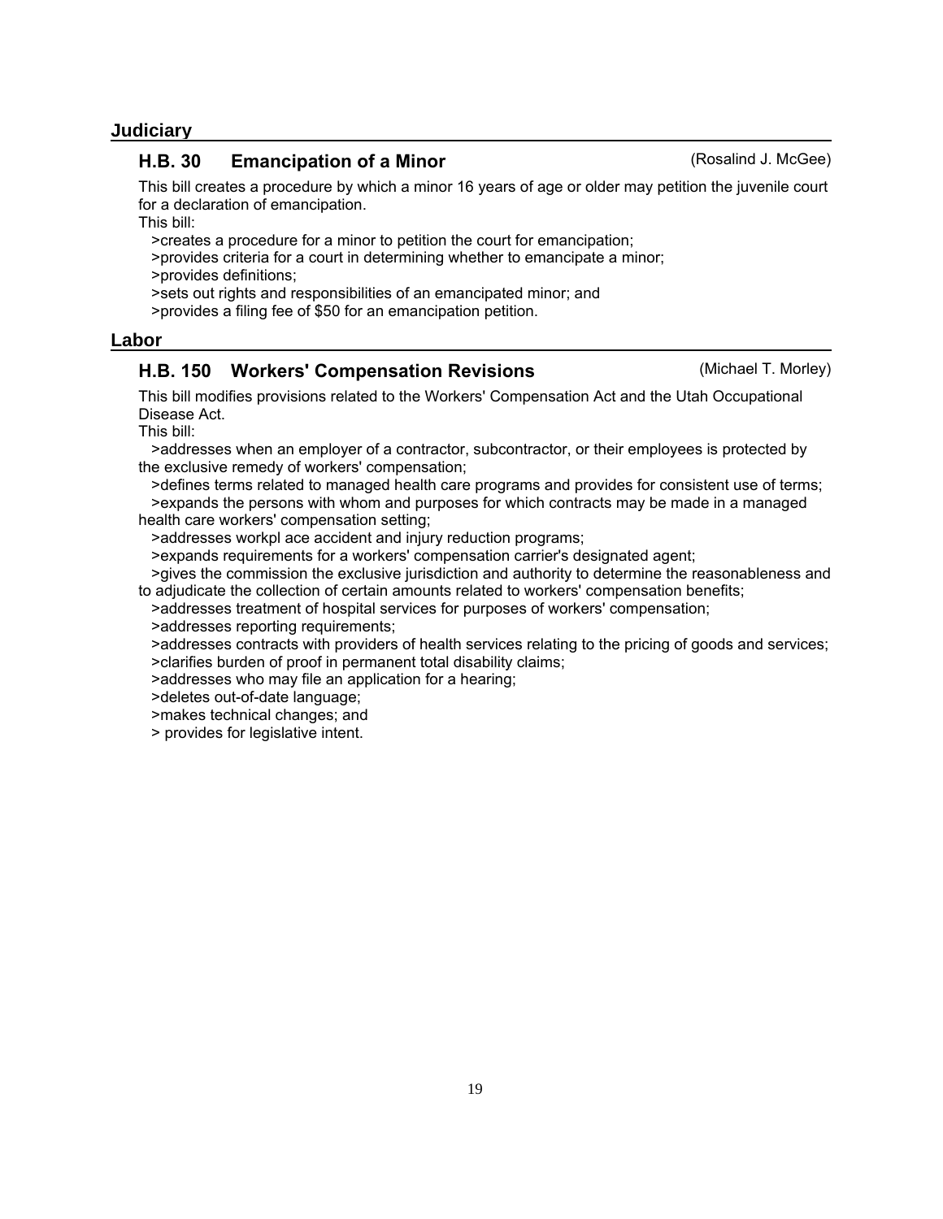## Judiciary

### H.B. 30 Emancipation of a Minor (Rosalind J. McGee)

This bill creates a procedure by which a minor 16 years of age or older may petition the juvenile court for a declaration of emancipation.

This bill:

>creates a procedure for a minor to petition the court for emancipation;
>provides criteria for a court in determining whether to emancipate a minor;
>provides definitions;
>sets out rights and responsibilities of an emancipated minor; and
>provides a filing fee of $50 for an emancipation petition.

## Labor

### H.B. 150 Workers' Compensation Revisions (Michael T. Morley)

This bill modifies provisions related to the Workers' Compensation Act and the Utah Occupational Disease Act.

This bill:

>addresses when an employer of a contractor, subcontractor, or their employees is protected by the exclusive remedy of workers' compensation;
>defines terms related to managed health care programs and provides for consistent use of terms;
>expands the persons with whom and purposes for which contracts may be made in a managed health care workers' compensation setting;
>addresses workpl ace accident and injury reduction programs;
>expands requirements for a workers' compensation carrier's designated agent;
>gives the commission the exclusive jurisdiction and authority to determine the reasonableness and to adjudicate the collection of certain amounts related to workers' compensation benefits;
>addresses treatment of hospital services for purposes of workers' compensation;
>addresses reporting requirements;
>addresses contracts with providers of health services relating to the pricing of goods and services;
>clarifies burden of proof in permanent total disability claims;
>addresses who may file an application for a hearing;
>deletes out-of-date language;
>makes technical changes; and
> provides for legislative intent.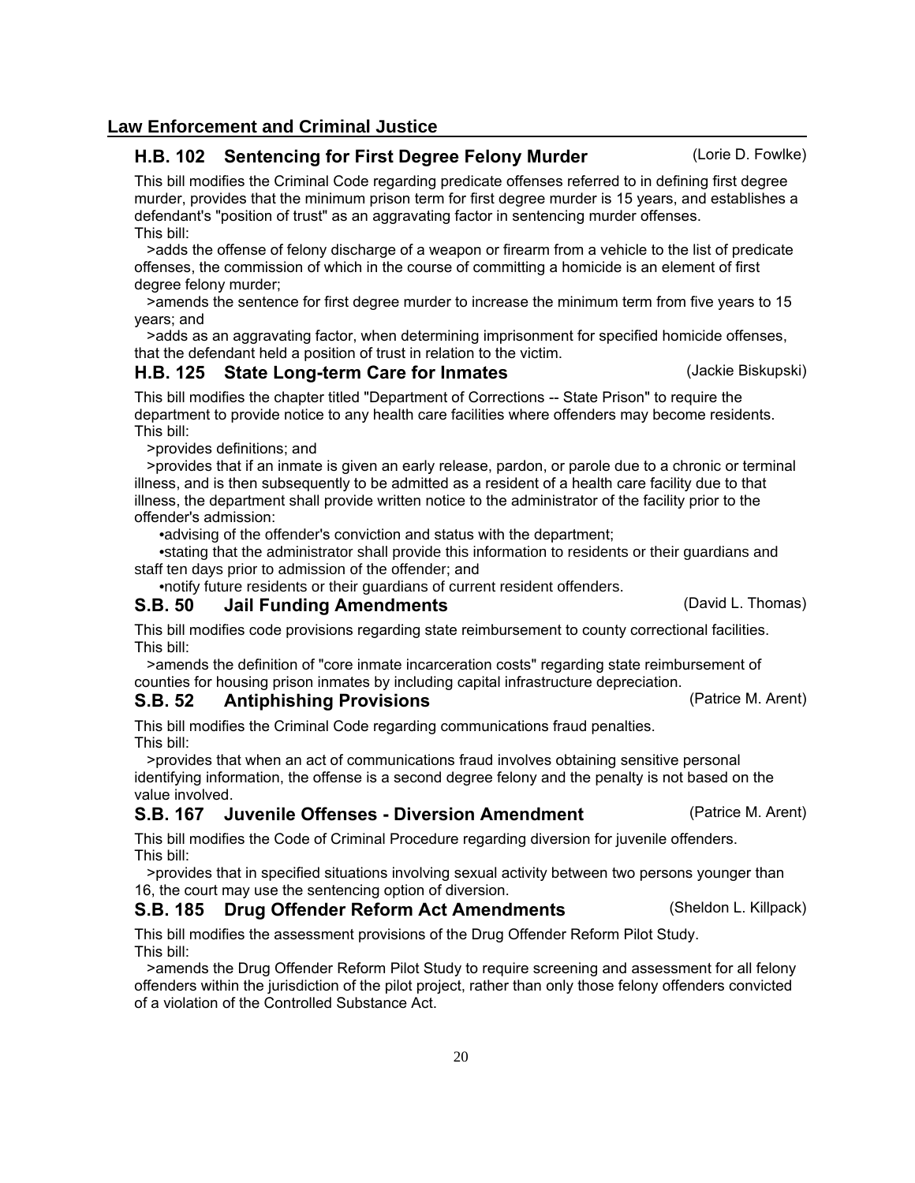## Law Enforcement and Criminal Justice

### H.B. 102 Sentencing for First Degree Felony Murder (Lorie D. Fowlke)

This bill modifies the Criminal Code regarding predicate offenses referred to in defining first degree murder, provides that the minimum prison term for first degree murder is 15 years, and establishes a defendant's "position of trust" as an aggravating factor in sentencing murder offenses.
This bill:

>adds the offense of felony discharge of a weapon or firearm from a vehicle to the list of predicate offenses, the commission of which in the course of committing a homicide is an element of first degree felony murder;

>amends the sentence for first degree murder to increase the minimum term from five years to 15 years; and

>adds as an aggravating factor, when determining imprisonment for specified homicide offenses, that the defendant held a position of trust in relation to the victim.

### H.B. 125 State Long-term Care for Inmates (Jackie Biskupski)

This bill modifies the chapter titled "Department of Corrections -- State Prison" to require the department to provide notice to any health care facilities where offenders may become residents.
This bill:

>provides definitions; and

>provides that if an inmate is given an early release, pardon, or parole due to a chronic or terminal illness, and is then subsequently to be admitted as a resident of a health care facility due to that illness, the department shall provide written notice to the administrator of the facility prior to the offender's admission:

- advising of the offender's conviction and status with the department;
- stating that the administrator shall provide this information to residents or their guardians and staff ten days prior to admission of the offender; and
- notify future residents or their guardians of current resident offenders.

### S.B. 50 Jail Funding Amendments (David L. Thomas)

This bill modifies code provisions regarding state reimbursement to county correctional facilities.
This bill:

>amends the definition of "core inmate incarceration costs" regarding state reimbursement of counties for housing prison inmates by including capital infrastructure depreciation.

### S.B. 52 Antiphishing Provisions (Patrice M. Arent)

This bill modifies the Criminal Code regarding communications fraud penalties.
This bill:

>provides that when an act of communications fraud involves obtaining sensitive personal identifying information, the offense is a second degree felony and the penalty is not based on the value involved.

### S.B. 167 Juvenile Offenses - Diversion Amendment (Patrice M. Arent)

This bill modifies the Code of Criminal Procedure regarding diversion for juvenile offenders.
This bill:

>provides that in specified situations involving sexual activity between two persons younger than 16, the court may use the sentencing option of diversion.

### S.B. 185 Drug Offender Reform Act Amendments (Sheldon L. Killpack)

This bill modifies the assessment provisions of the Drug Offender Reform Pilot Study.
This bill:

>amends the Drug Offender Reform Pilot Study to require screening and assessment for all felony offenders within the jurisdiction of the pilot project, rather than only those felony offenders convicted of a violation of the Controlled Substance Act.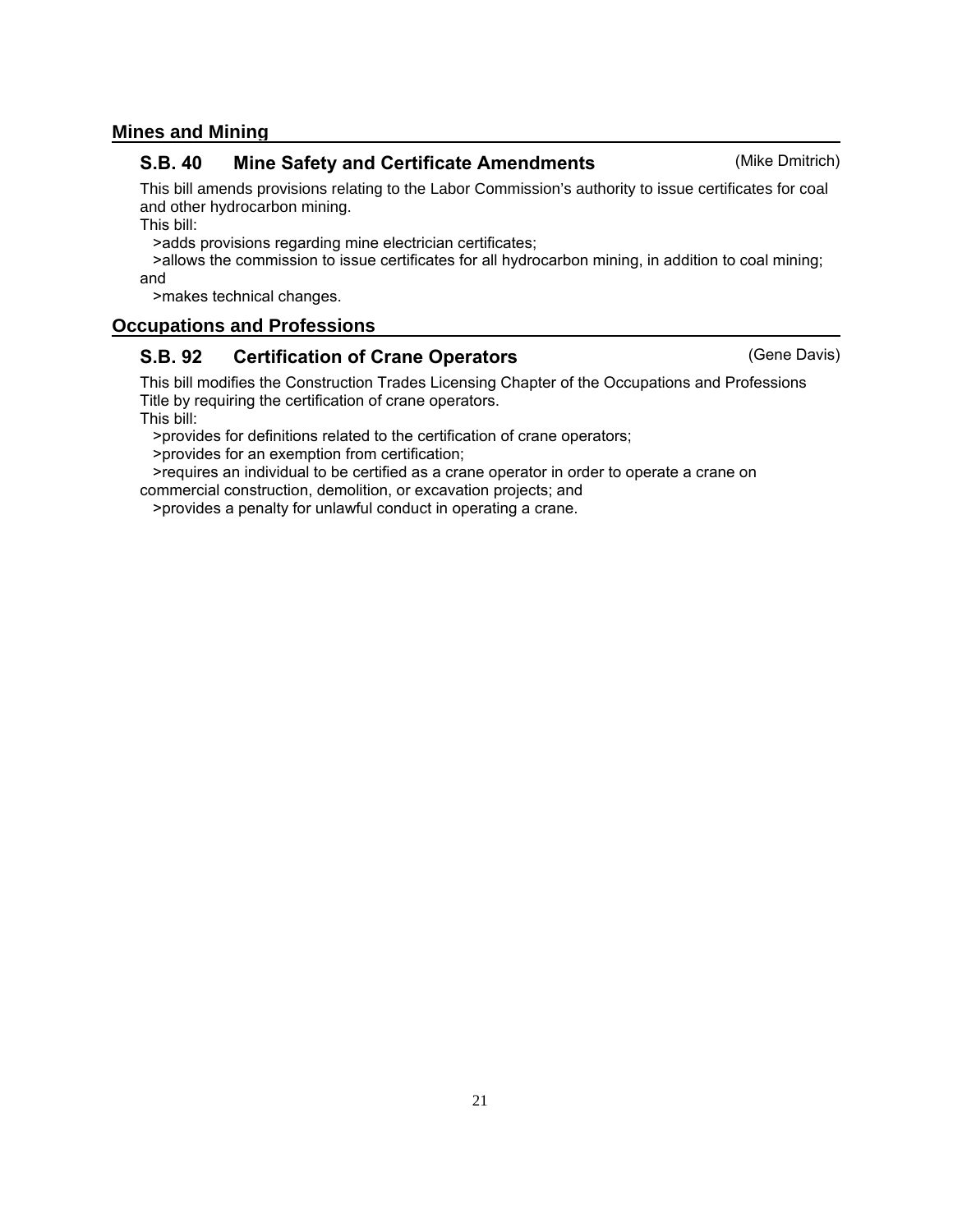## Mines and Mining

### S.B. 40 Mine Safety and Certificate Amendments (Mike Dmitrich)

This bill amends provisions relating to the Labor Commission's authority to issue certificates for coal and other hydrocarbon mining.

This bill:

- >adds provisions regarding mine electrician certificates;
- >allows the commission to issue certificates for all hydrocarbon mining, in addition to coal mining; and
- >makes technical changes.

## Occupations and Professions

### S.B. 92 Certification of Crane Operators (Gene Davis)

This bill modifies the Construction Trades Licensing Chapter of the Occupations and Professions Title by requiring the certification of crane operators.

This bill:

- >provides for definitions related to the certification of crane operators;
- >provides for an exemption from certification;
- >requires an individual to be certified as a crane operator in order to operate a crane on commercial construction, demolition, or excavation projects; and
- >provides a penalty for unlawful conduct in operating a crane.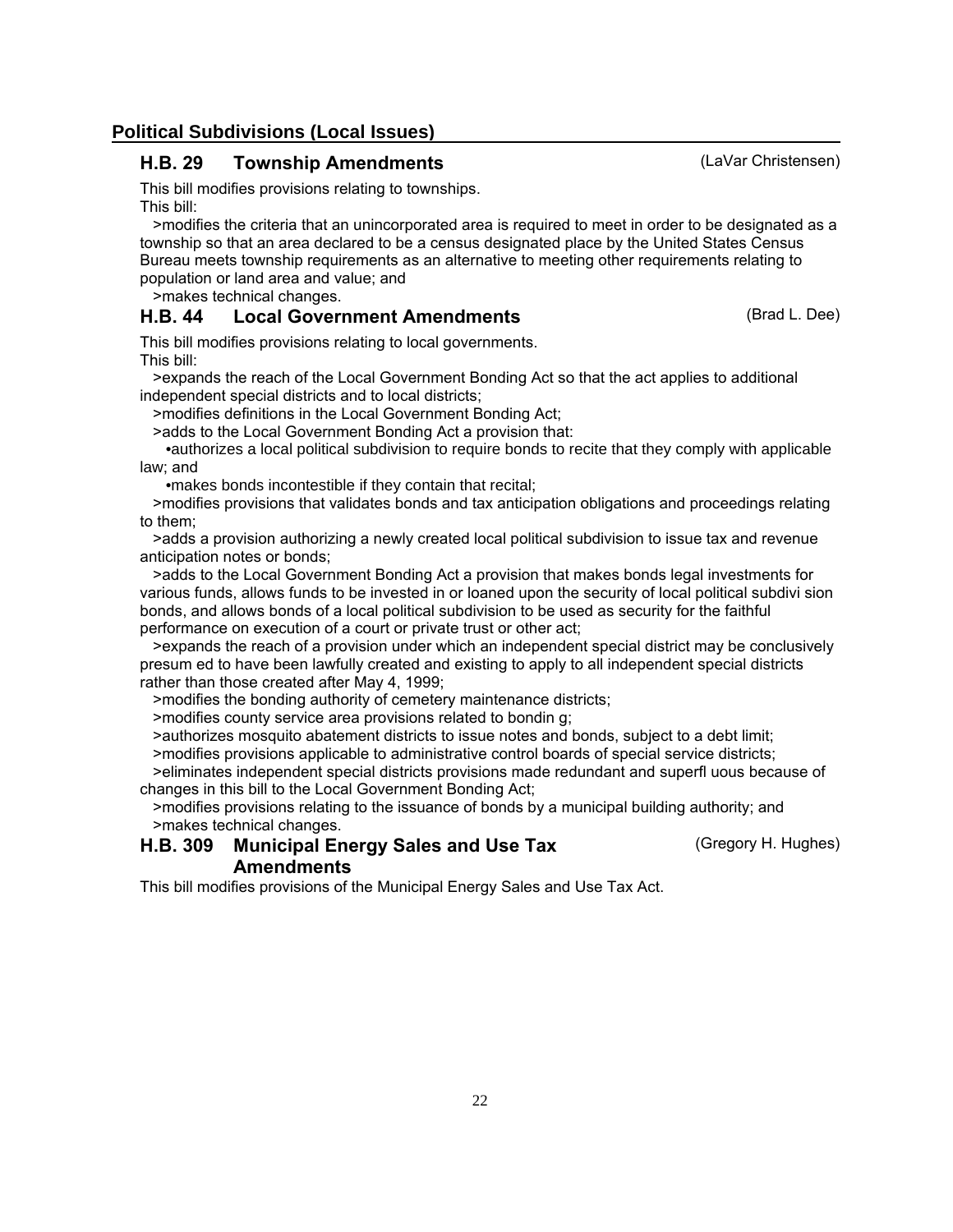## Political Subdivisions (Local Issues)

### H.B. 29 Township Amendments (LaVar Christensen)

This bill modifies provisions relating to townships.
This bill:

>modifies the criteria that an unincorporated area is required to meet in order to be designated as a township so that an area declared to be a census designated place by the United States Census Bureau meets township requirements as an alternative to meeting other requirements relating to population or land area and value; and

>makes technical changes.

### H.B. 44 Local Government Amendments (Brad L. Dee)

This bill modifies provisions relating to local governments.
This bill:

>expands the reach of the Local Government Bonding Act so that the act applies to additional independent special districts and to local districts;

>modifies definitions in the Local Government Bonding Act;

>adds to the Local Government Bonding Act a provision that:

•authorizes a local political subdivision to require bonds to recite that they comply with applicable law; and

•makes bonds incontestible if they contain that recital;

>modifies provisions that validates bonds and tax anticipation obligations and proceedings relating to them;

>adds a provision authorizing a newly created local political subdivision to issue tax and revenue anticipation notes or bonds;

>adds to the Local Government Bonding Act a provision that makes bonds legal investments for various funds, allows funds to be invested in or loaned upon the security of local political subdivi sion bonds, and allows bonds of a local political subdivision to be used as security for the faithful performance on execution of a court or private trust or other act;

>expands the reach of a provision under which an independent special district may be conclusively presum ed to have been lawfully created and existing to apply to all independent special districts rather than those created after May 4, 1999;

>modifies the bonding authority of cemetery maintenance districts;

>modifies county service area provisions related to bondin g;

>authorizes mosquito abatement districts to issue notes and bonds, subject to a debt limit;

>modifies provisions applicable to administrative control boards of special service districts;

>eliminates independent special districts provisions made redundant and superfl uous because of changes in this bill to the Local Government Bonding Act;

>modifies provisions relating to the issuance of bonds by a municipal building authority; and

>makes technical changes.

### H.B. 309 Municipal Energy Sales and Use Tax Amendments (Gregory H. Hughes)

This bill modifies provisions of the Municipal Energy Sales and Use Tax Act.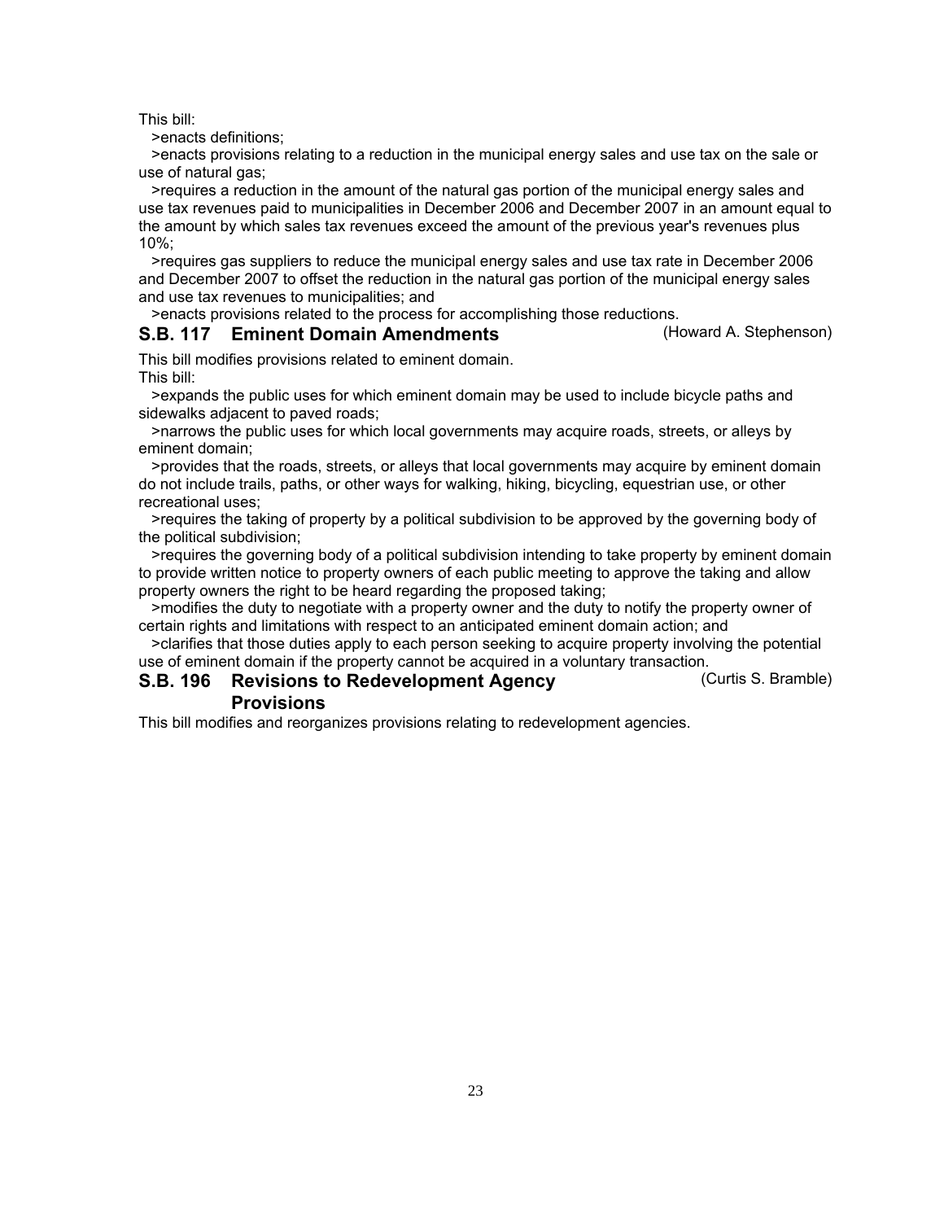This bill:

>enacts definitions;

>enacts provisions relating to a reduction in the municipal energy sales and use tax on the sale or use of natural gas;

>requires a reduction in the amount of the natural gas portion of the municipal energy sales and use tax revenues paid to municipalities in December 2006 and December 2007 in an amount equal to the amount by which sales tax revenues exceed the amount of the previous year's revenues plus 10%;

>requires gas suppliers to reduce the municipal energy sales and use tax rate in December 2006 and December 2007 to offset the reduction in the natural gas portion of the municipal energy sales and use tax revenues to municipalities; and

>enacts provisions related to the process for accomplishing those reductions.

### S.B. 117 Eminent Domain Amendments (Howard A. Stephenson)

This bill modifies provisions related to eminent domain.

This bill:

>expands the public uses for which eminent domain may be used to include bicycle paths and sidewalks adjacent to paved roads;

>narrows the public uses for which local governments may acquire roads, streets, or alleys by eminent domain;

>provides that the roads, streets, or alleys that local governments may acquire by eminent domain do not include trails, paths, or other ways for walking, hiking, bicycling, equestrian use, or other recreational uses;

>requires the taking of property by a political subdivision to be approved by the governing body of the political subdivision;

>requires the governing body of a political subdivision intending to take property by eminent domain to provide written notice to property owners of each public meeting to approve the taking and allow property owners the right to be heard regarding the proposed taking;

>modifies the duty to negotiate with a property owner and the duty to notify the property owner of certain rights and limitations with respect to an anticipated eminent domain action; and

>clarifies that those duties apply to each person seeking to acquire property involving the potential use of eminent domain if the property cannot be acquired in a voluntary transaction.

### S.B. 196 Revisions to Redevelopment Agency Provisions (Curtis S. Bramble)

This bill modifies and reorganizes provisions relating to redevelopment agencies.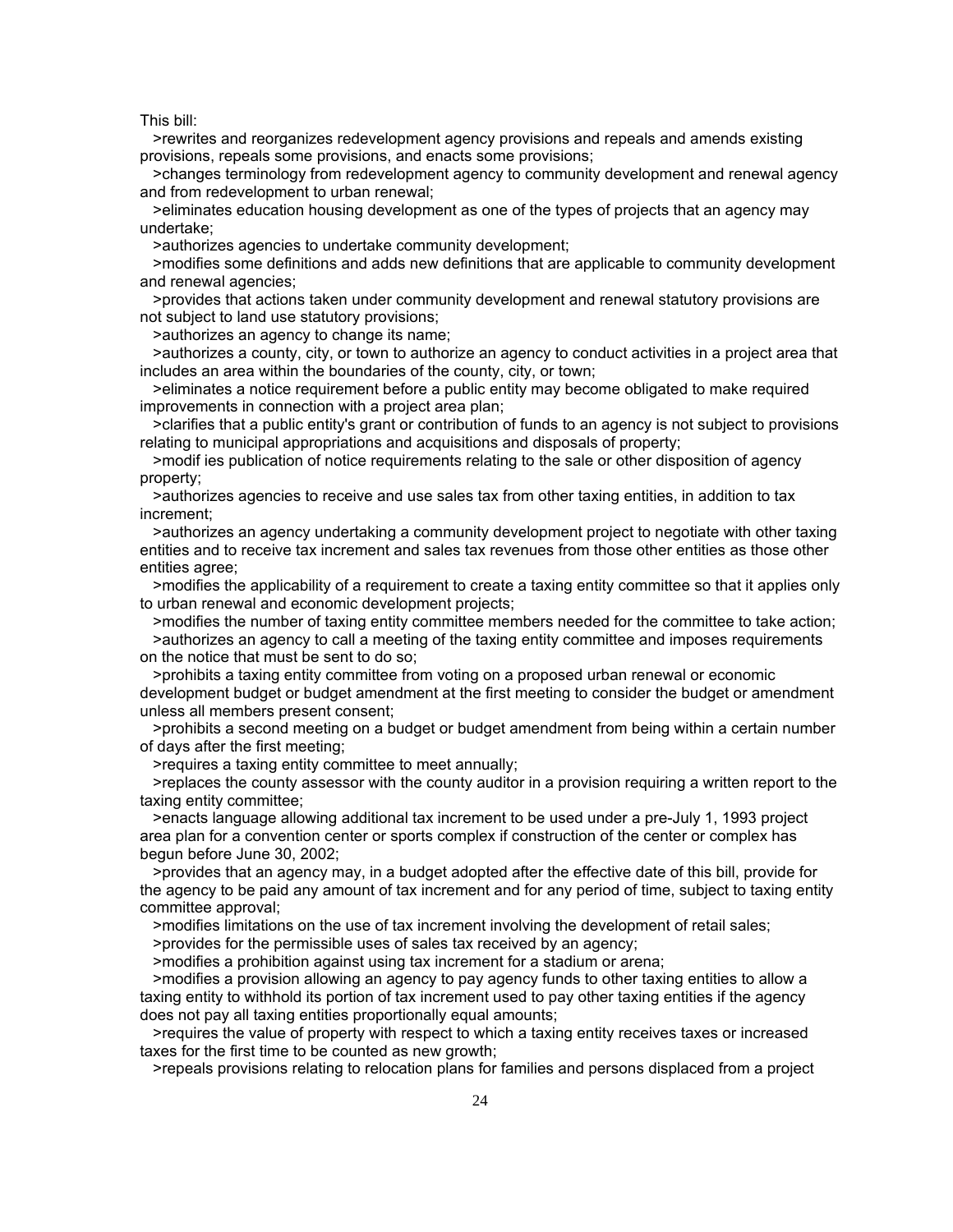This bill:

>rewrites and reorganizes redevelopment agency provisions and repeals and amends existing provisions, repeals some provisions, and enacts some provisions;

>changes terminology from redevelopment agency to community development and renewal agency and from redevelopment to urban renewal;

>eliminates education housing development as one of the types of projects that an agency may undertake;

>authorizes agencies to undertake community development;

>modifies some definitions and adds new definitions that are applicable to community development and renewal agencies;

>provides that actions taken under community development and renewal statutory provisions are not subject to land use statutory provisions;

>authorizes an agency to change its name;

>authorizes a county, city, or town to authorize an agency to conduct activities in a project area that includes an area within the boundaries of the county, city, or town;

>eliminates a notice requirement before a public entity may become obligated to make required improvements in connection with a project area plan;

>clarifies that a public entity's grant or contribution of funds to an agency is not subject to provisions relating to municipal appropriations and acquisitions and disposals of property;

>modif ies publication of notice requirements relating to the sale or other disposition of agency property;

>authorizes agencies to receive and use sales tax from other taxing entities, in addition to tax increment;

>authorizes an agency undertaking a community development project to negotiate with other taxing entities and to receive tax increment and sales tax revenues from those other entities as those other entities agree;

>modifies the applicability of a requirement to create a taxing entity committee so that it applies only to urban renewal and economic development projects;

>modifies the number of taxing entity committee members needed for the committee to take action;

>authorizes an agency to call a meeting of the taxing entity committee and imposes requirements on the notice that must be sent to do so;

>prohibits a taxing entity committee from voting on a proposed urban renewal or economic development budget or budget amendment at the first meeting to consider the budget or amendment unless all members present consent;

>prohibits a second meeting on a budget or budget amendment from being within a certain number of days after the first meeting;

>requires a taxing entity committee to meet annually;

>replaces the county assessor with the county auditor in a provision requiring a written report to the taxing entity committee;

>enacts language allowing additional tax increment to be used under a pre-July 1, 1993 project area plan for a convention center or sports complex if construction of the center or complex has begun before June 30, 2002;

>provides that an agency may, in a budget adopted after the effective date of this bill, provide for the agency to be paid any amount of tax increment and for any period of time, subject to taxing entity committee approval;

>modifies limitations on the use of tax increment involving the development of retail sales;

>provides for the permissible uses of sales tax received by an agency;

>modifies a prohibition against using tax increment for a stadium or arena;

>modifies a provision allowing an agency to pay agency funds to other taxing entities to allow a taxing entity to withhold its portion of tax increment used to pay other taxing entities if the agency does not pay all taxing entities proportionally equal amounts;

>requires the value of property with respect to which a taxing entity receives taxes or increased taxes for the first time to be counted as new growth;

>repeals provisions relating to relocation plans for families and persons displaced from a project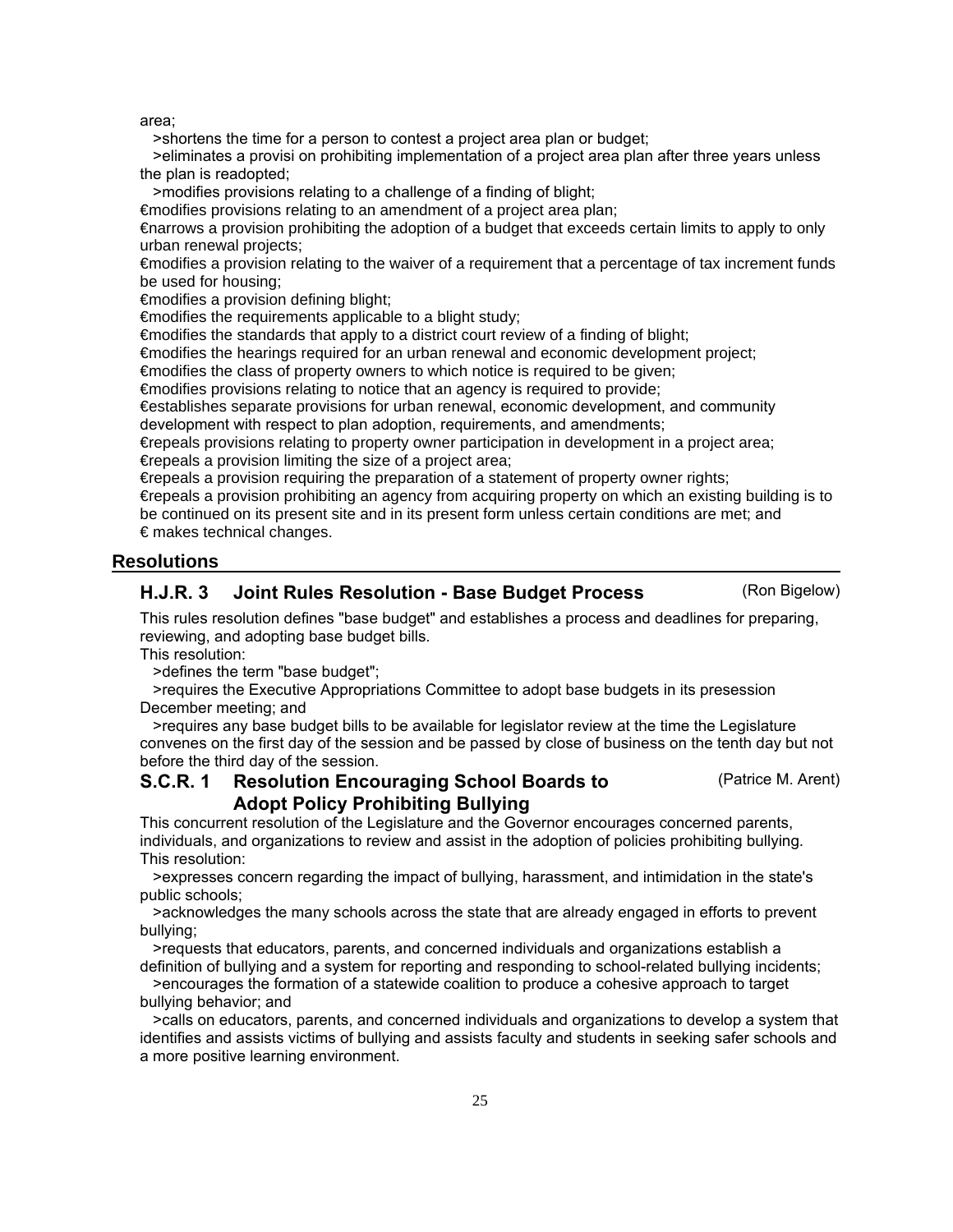area;

>shortens the time for a person to contest a project area plan or budget;

>eliminates a provisi on prohibiting implementation of a project area plan after three years unless the plan is readopted;

>modifies provisions relating to a challenge of a finding of blight;

€modifies provisions relating to an amendment of a project area plan;

€narrows a provision prohibiting the adoption of a budget that exceeds certain limits to apply to only urban renewal projects;

€modifies a provision relating to the waiver of a requirement that a percentage of tax increment funds be used for housing;

€modifies a provision defining blight;

€modifies the requirements applicable to a blight study;

€modifies the standards that apply to a district court review of a finding of blight;

€modifies the hearings required for an urban renewal and economic development project;

€modifies the class of property owners to which notice is required to be given;

€modifies provisions relating to notice that an agency is required to provide;

€establishes separate provisions for urban renewal, economic development, and community development with respect to plan adoption, requirements, and amendments;

€repeals provisions relating to property owner participation in development in a project area;

€repeals a provision limiting the size of a project area;

€repeals a provision requiring the preparation of a statement of property owner rights;

€repeals a provision prohibiting an agency from acquiring property on which an existing building is to be continued on its present site and in its present form unless certain conditions are met; and

€ makes technical changes.

## Resolutions

### H.J.R. 3 Joint Rules Resolution - Base Budget Process (Ron Bigelow)

This rules resolution defines "base budget" and establishes a process and deadlines for preparing, reviewing, and adopting base budget bills.

This resolution:

>defines the term "base budget";

>requires the Executive Appropriations Committee to adopt base budgets in its presession December meeting; and

>requires any base budget bills to be available for legislator review at the time the Legislature convenes on the first day of the session and be passed by close of business on the tenth day but not before the third day of the session.

### S.C.R. 1 Resolution Encouraging School Boards to Adopt Policy Prohibiting Bullying (Patrice M. Arent)

This concurrent resolution of the Legislature and the Governor encourages concerned parents, individuals, and organizations to review and assist in the adoption of policies prohibiting bullying.

This resolution:

>expresses concern regarding the impact of bullying, harassment, and intimidation in the state's public schools;

>acknowledges the many schools across the state that are already engaged in efforts to prevent bullying;

>requests that educators, parents, and concerned individuals and organizations establish a definition of bullying and a system for reporting and responding to school-related bullying incidents;

>encourages the formation of a statewide coalition to produce a cohesive approach to target bullying behavior; and

>calls on educators, parents, and concerned individuals and organizations to develop a system that identifies and assists victims of bullying and assists faculty and students in seeking safer schools and a more positive learning environment.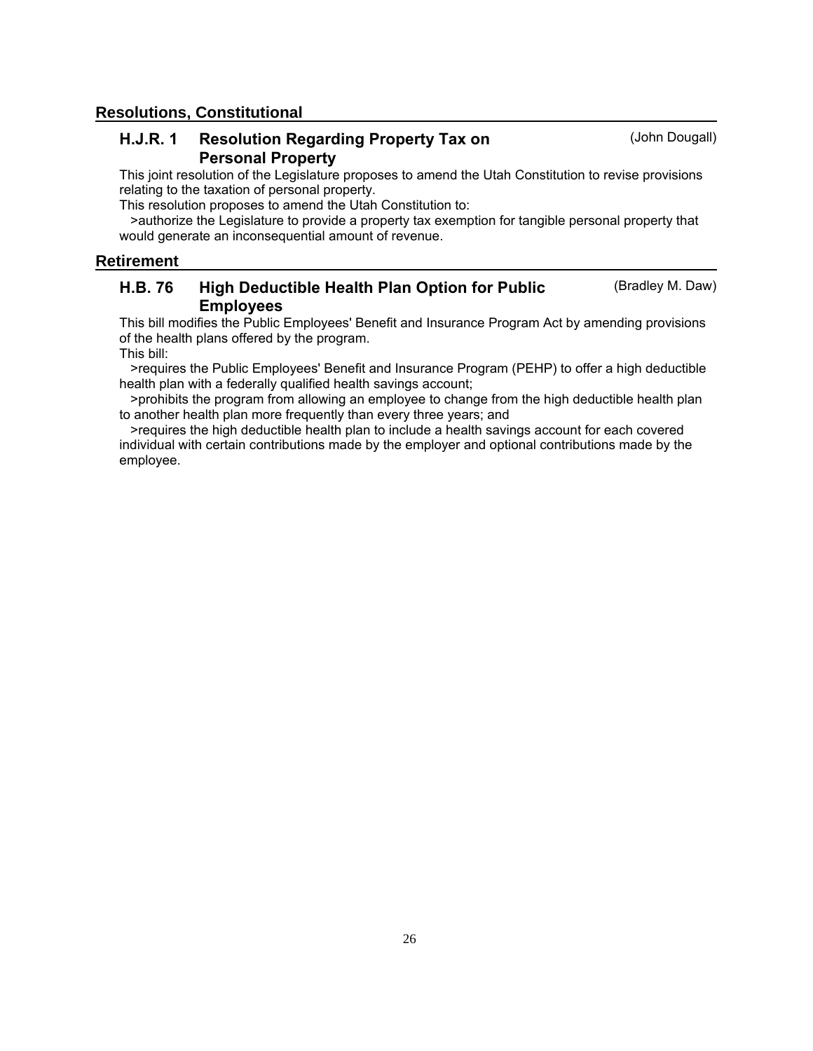## Resolutions, Constitutional

### H.J.R. 1 Resolution Regarding Property Tax on Personal Property (John Dougall)

This joint resolution of the Legislature proposes to amend the Utah Constitution to revise provisions relating to the taxation of personal property.

This resolution proposes to amend the Utah Constitution to:

>authorize the Legislature to provide a property tax exemption for tangible personal property that would generate an inconsequential amount of revenue.

## Retirement

### H.B. 76 High Deductible Health Plan Option for Public Employees (Bradley M. Daw)

This bill modifies the Public Employees' Benefit and Insurance Program Act by amending provisions of the health plans offered by the program.

This bill:

>requires the Public Employees' Benefit and Insurance Program (PEHP) to offer a high deductible health plan with a federally qualified health savings account;

>prohibits the program from allowing an employee to change from the high deductible health plan to another health plan more frequently than every three years; and

>requires the high deductible health plan to include a health savings account for each covered individual with certain contributions made by the employer and optional contributions made by the employee.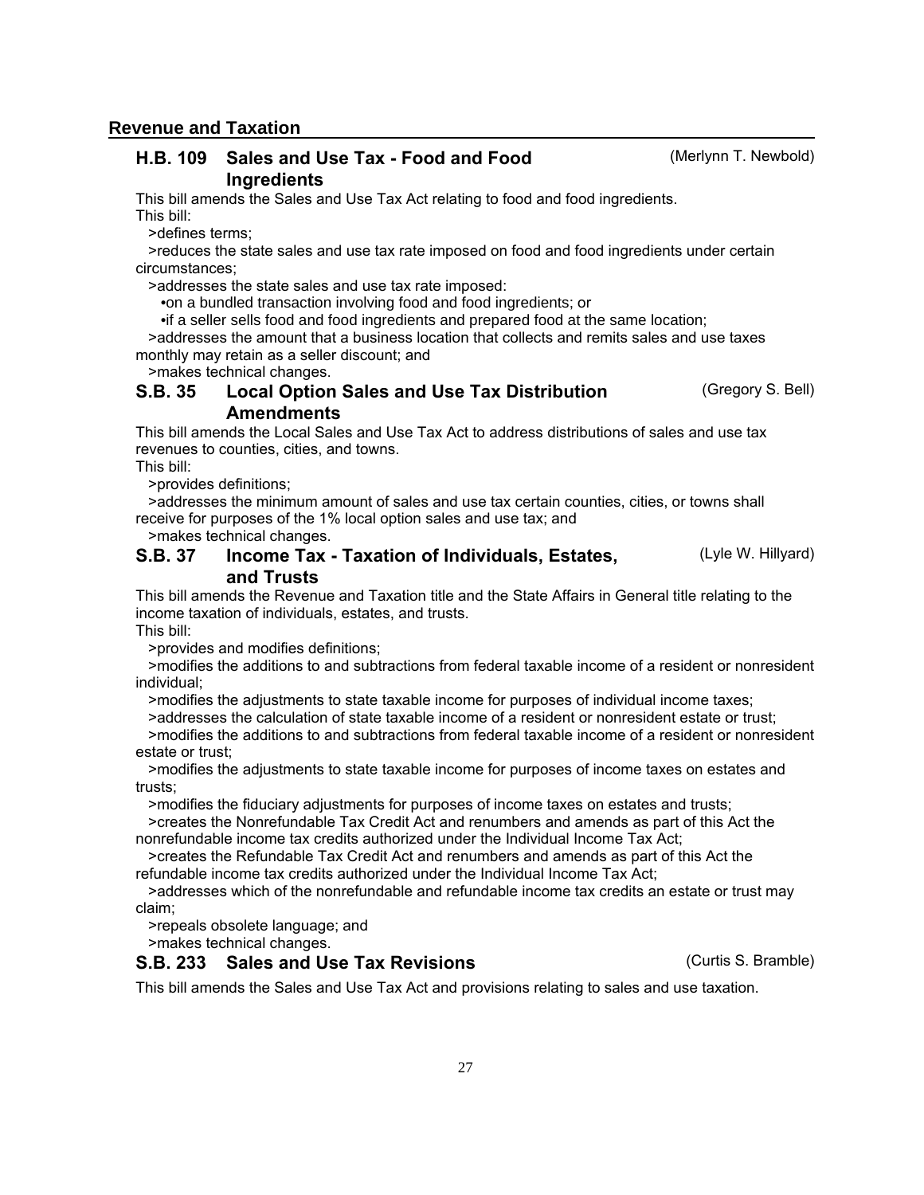## Revenue and Taxation

### H.B. 109 Sales and Use Tax - Food and Food Ingredients (Merlynn T. Newbold)

This bill amends the Sales and Use Tax Act relating to food and food ingredients.
This bill:

>defines terms;

>reduces the state sales and use tax rate imposed on food and food ingredients under certain circumstances;

>addresses the state sales and use tax rate imposed:

- on a bundled transaction involving food and food ingredients; or
- if a seller sells food and food ingredients and prepared food at the same location;

>addresses the amount that a business location that collects and remits sales and use taxes monthly may retain as a seller discount; and

>makes technical changes.

### S.B. 35 Local Option Sales and Use Tax Distribution Amendments (Gregory S. Bell)

This bill amends the Local Sales and Use Tax Act to address distributions of sales and use tax revenues to counties, cities, and towns.
This bill:

>provides definitions;

>addresses the minimum amount of sales and use tax certain counties, cities, or towns shall receive for purposes of the 1% local option sales and use tax; and

>makes technical changes.

### S.B. 37 Income Tax - Taxation of Individuals, Estates, and Trusts (Lyle W. Hillyard)

This bill amends the Revenue and Taxation title and the State Affairs in General title relating to the income taxation of individuals, estates, and trusts.
This bill:

>provides and modifies definitions;

>modifies the additions to and subtractions from federal taxable income of a resident or nonresident individual;

>modifies the adjustments to state taxable income for purposes of individual income taxes;

>addresses the calculation of state taxable income of a resident or nonresident estate or trust;

>modifies the additions to and subtractions from federal taxable income of a resident or nonresident estate or trust;

>modifies the adjustments to state taxable income for purposes of income taxes on estates and trusts;

>modifies the fiduciary adjustments for purposes of income taxes on estates and trusts;

>creates the Nonrefundable Tax Credit Act and renumbers and amends as part of this Act the nonrefundable income tax credits authorized under the Individual Income Tax Act;

>creates the Refundable Tax Credit Act and renumbers and amends as part of this Act the refundable income tax credits authorized under the Individual Income Tax Act;

>addresses which of the nonrefundable and refundable income tax credits an estate or trust may claim;

>repeals obsolete language; and

>makes technical changes.

### S.B. 233 Sales and Use Tax Revisions (Curtis S. Bramble)

This bill amends the Sales and Use Tax Act and provisions relating to sales and use taxation.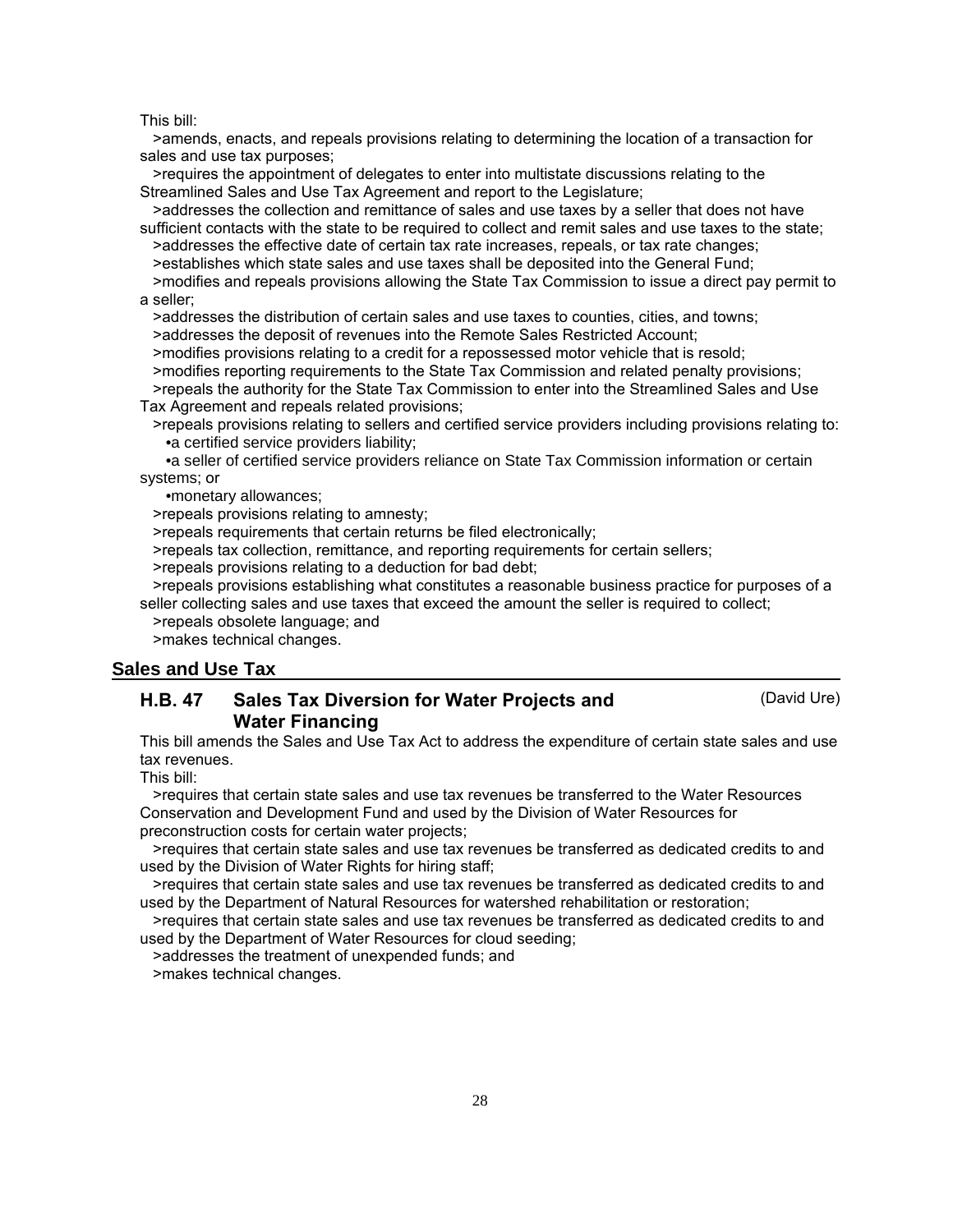This bill:

- >amends, enacts, and repeals provisions relating to determining the location of a transaction for sales and use tax purposes;
- >requires the appointment of delegates to enter into multistate discussions relating to the Streamlined Sales and Use Tax Agreement and report to the Legislature;
- >addresses the collection and remittance of sales and use taxes by a seller that does not have sufficient contacts with the state to be required to collect and remit sales and use taxes to the state;
- >addresses the effective date of certain tax rate increases, repeals, or tax rate changes;
- >establishes which state sales and use taxes shall be deposited into the General Fund;
- >modifies and repeals provisions allowing the State Tax Commission to issue a direct pay permit to a seller;
- >addresses the distribution of certain sales and use taxes to counties, cities, and towns;
- >addresses the deposit of revenues into the Remote Sales Restricted Account;
- >modifies provisions relating to a credit for a repossessed motor vehicle that is resold;
- >modifies reporting requirements to the State Tax Commission and related penalty provisions;
- >repeals the authority for the State Tax Commission to enter into the Streamlined Sales and Use Tax Agreement and repeals related provisions;
- >repeals provisions relating to sellers and certified service providers including provisions relating to:
  - •a certified service providers liability;
  - •a seller of certified service providers reliance on State Tax Commission information or certain systems; or
  - •monetary allowances;
- >repeals provisions relating to amnesty;
- >repeals requirements that certain returns be filed electronically;
- >repeals tax collection, remittance, and reporting requirements for certain sellers;
- >repeals provisions relating to a deduction for bad debt;
- >repeals provisions establishing what constitutes a reasonable business practice for purposes of a seller collecting sales and use taxes that exceed the amount the seller is required to collect;
- >repeals obsolete language; and
- >makes technical changes.

## Sales and Use Tax

### H.B. 47 Sales Tax Diversion for Water Projects and Water Financing (David Ure)

This bill amends the Sales and Use Tax Act to address the expenditure of certain state sales and use tax revenues.

This bill:

- >requires that certain state sales and use tax revenues be transferred to the Water Resources Conservation and Development Fund and used by the Division of Water Resources for preconstruction costs for certain water projects;
- >requires that certain state sales and use tax revenues be transferred as dedicated credits to and used by the Division of Water Rights for hiring staff;
- >requires that certain state sales and use tax revenues be transferred as dedicated credits to and used by the Department of Natural Resources for watershed rehabilitation or restoration;
- >requires that certain state sales and use tax revenues be transferred as dedicated credits to and used by the Department of Water Resources for cloud seeding;
- >addresses the treatment of unexpended funds; and
- >makes technical changes.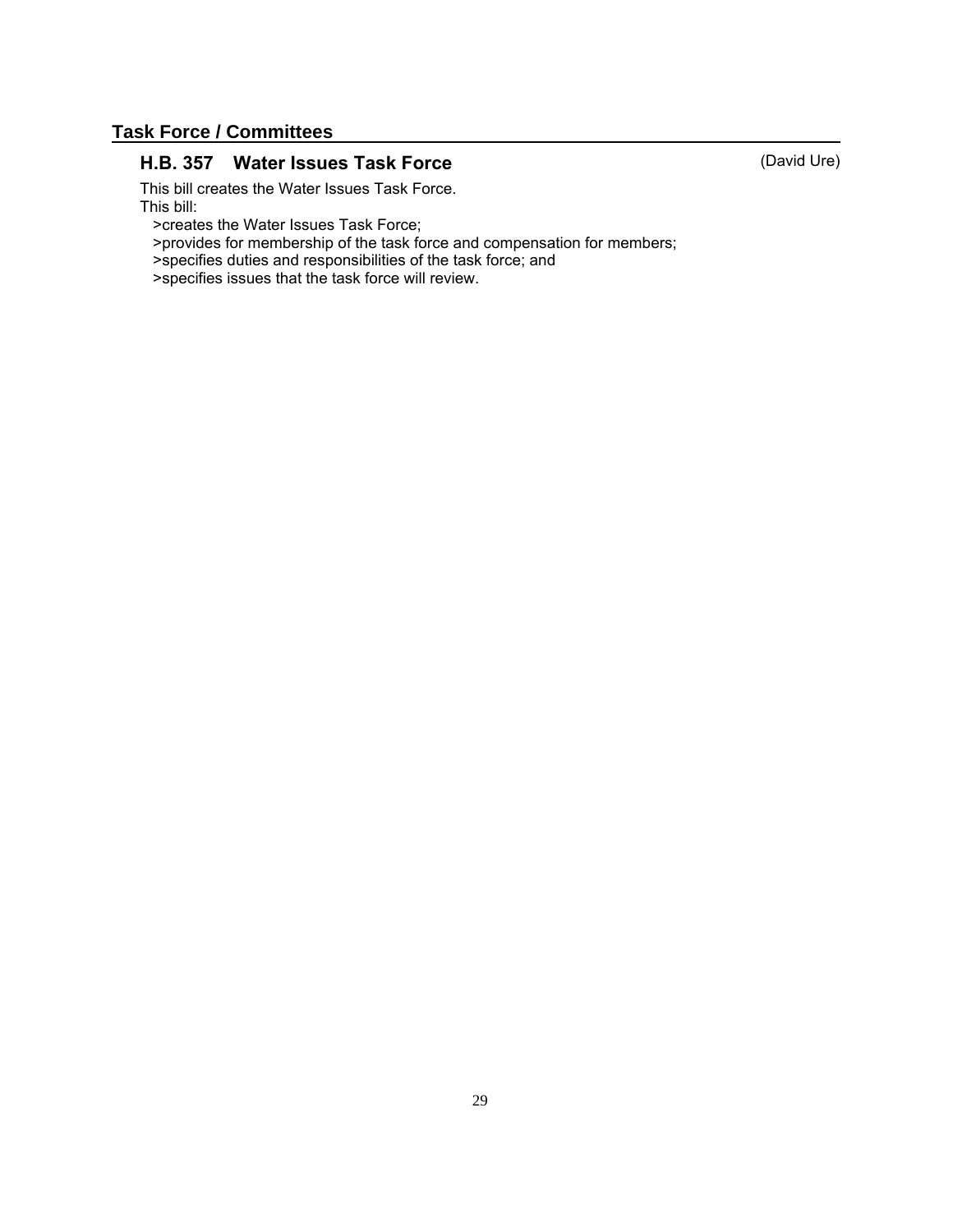## Task Force / Committees

### H.B. 357 Water Issues Task Force (David Ure)

This bill creates the Water Issues Task Force.
This bill:
 >creates the Water Issues Task Force;
 >provides for membership of the task force and compensation for members;
 >specifies duties and responsibilities of the task force; and
 >specifies issues that the task force will review.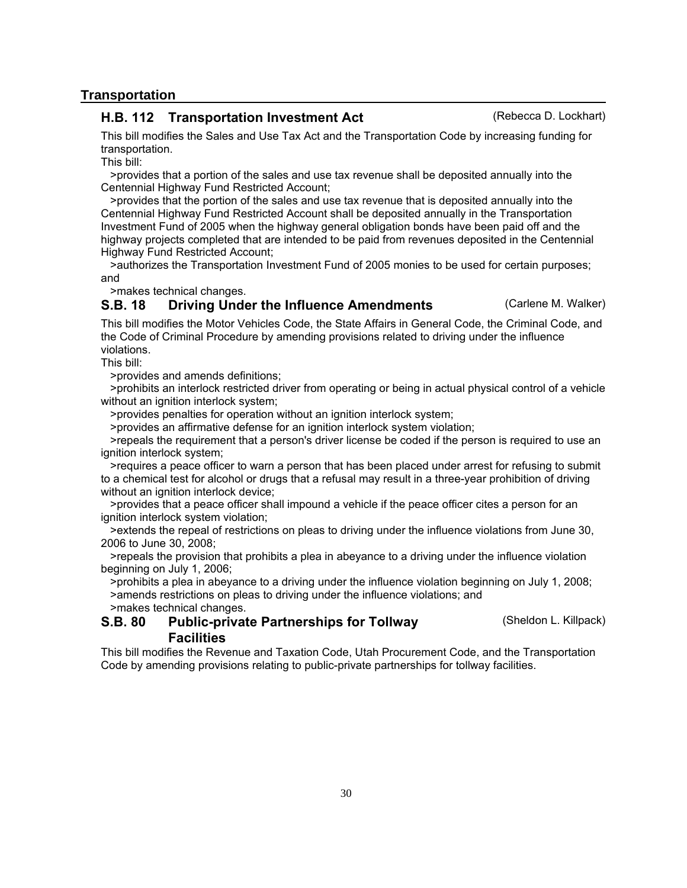## Transportation

### H.B. 112 Transportation Investment Act (Rebecca D. Lockhart)

This bill modifies the Sales and Use Tax Act and the Transportation Code by increasing funding for transportation.

This bill:

>provides that a portion of the sales and use tax revenue shall be deposited annually into the Centennial Highway Fund Restricted Account;

>provides that the portion of the sales and use tax revenue that is deposited annually into the Centennial Highway Fund Restricted Account shall be deposited annually in the Transportation Investment Fund of 2005 when the highway general obligation bonds have been paid off and the highway projects completed that are intended to be paid from revenues deposited in the Centennial Highway Fund Restricted Account;

>authorizes the Transportation Investment Fund of 2005 monies to be used for certain purposes; and

>makes technical changes.

### S.B. 18 Driving Under the Influence Amendments (Carlene M. Walker)

This bill modifies the Motor Vehicles Code, the State Affairs in General Code, the Criminal Code, and the Code of Criminal Procedure by amending provisions related to driving under the influence violations.

This bill:

>provides and amends definitions;

>prohibits an interlock restricted driver from operating or being in actual physical control of a vehicle without an ignition interlock system;

>provides penalties for operation without an ignition interlock system;

>provides an affirmative defense for an ignition interlock system violation;

>repeals the requirement that a person's driver license be coded if the person is required to use an ignition interlock system;

>requires a peace officer to warn a person that has been placed under arrest for refusing to submit to a chemical test for alcohol or drugs that a refusal may result in a three-year prohibition of driving without an ignition interlock device;

>provides that a peace officer shall impound a vehicle if the peace officer cites a person for an ignition interlock system violation;

>extends the repeal of restrictions on pleas to driving under the influence violations from June 30, 2006 to June 30, 2008;

>repeals the provision that prohibits a plea in abeyance to a driving under the influence violation beginning on July 1, 2006;

>prohibits a plea in abeyance to a driving under the influence violation beginning on July 1, 2008;

>amends restrictions on pleas to driving under the influence violations; and

>makes technical changes.

### S.B. 80 Public-private Partnerships for Tollway Facilities (Sheldon L. Killpack)

This bill modifies the Revenue and Taxation Code, Utah Procurement Code, and the Transportation Code by amending provisions relating to public-private partnerships for tollway facilities.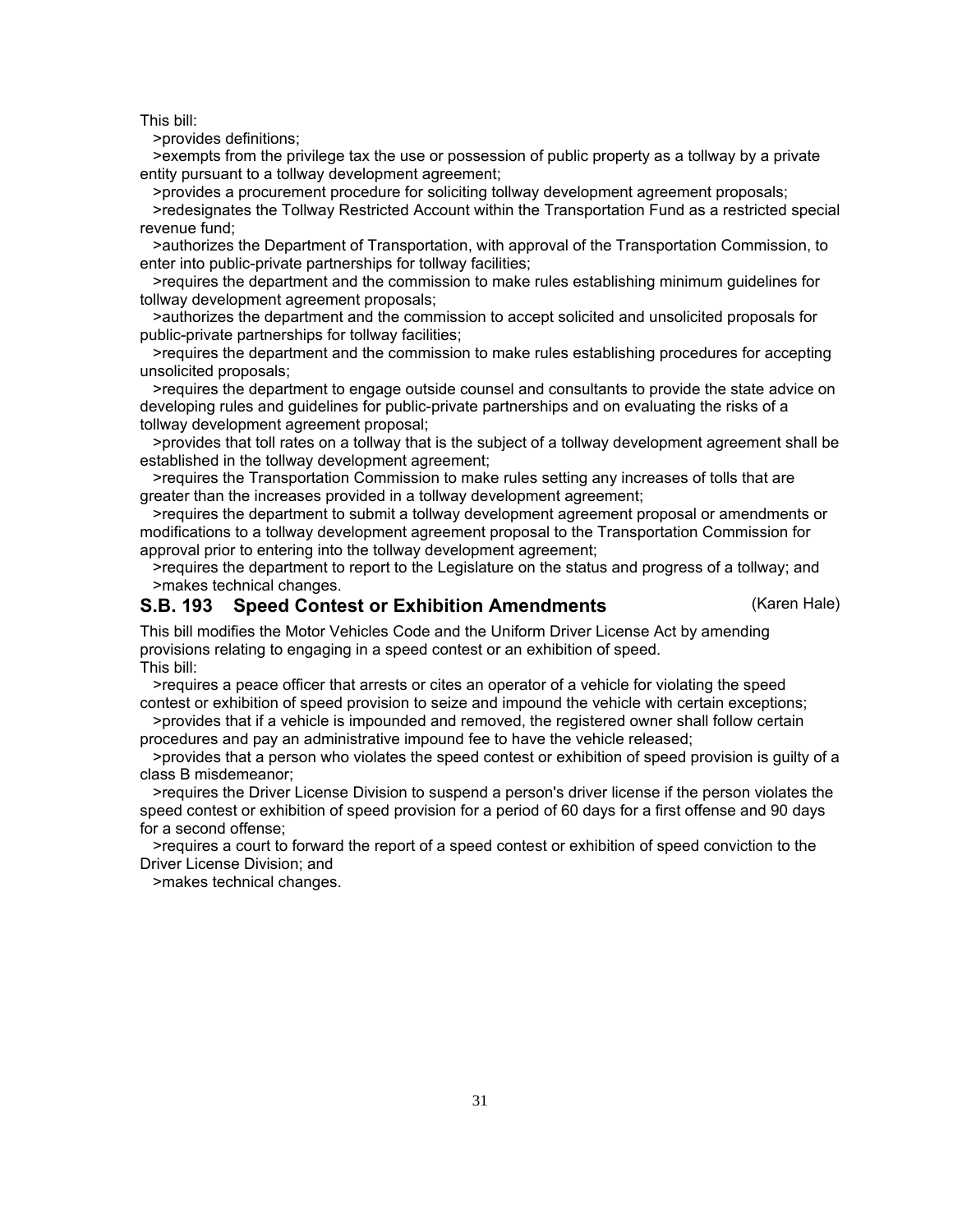This bill:

- provides definitions;
- exempts from the privilege tax the use or possession of public property as a tollway by a private entity pursuant to a tollway development agreement;
- provides a procurement procedure for soliciting tollway development agreement proposals;
- redesignates the Tollway Restricted Account within the Transportation Fund as a restricted special revenue fund;
- authorizes the Department of Transportation, with approval of the Transportation Commission, to enter into public-private partnerships for tollway facilities;
- requires the department and the commission to make rules establishing minimum guidelines for tollway development agreement proposals;
- authorizes the department and the commission to accept solicited and unsolicited proposals for public-private partnerships for tollway facilities;
- requires the department and the commission to make rules establishing procedures for accepting unsolicited proposals;
- requires the department to engage outside counsel and consultants to provide the state advice on developing rules and guidelines for public-private partnerships and on evaluating the risks of a tollway development agreement proposal;
- provides that toll rates on a tollway that is the subject of a tollway development agreement shall be established in the tollway development agreement;
- requires the Transportation Commission to make rules setting any increases of tolls that are greater than the increases provided in a tollway development agreement;
- requires the department to submit a tollway development agreement proposal or amendments or modifications to a tollway development agreement proposal to the Transportation Commission for approval prior to entering into the tollway development agreement;
- requires the department to report to the Legislature on the status and progress of a tollway; and
- makes technical changes.

## S.B. 193 Speed Contest or Exhibition Amendments (Karen Hale)

This bill modifies the Motor Vehicles Code and the Uniform Driver License Act by amending provisions relating to engaging in a speed contest or an exhibition of speed.

This bill:

- requires a peace officer that arrests or cites an operator of a vehicle for violating the speed contest or exhibition of speed provision to seize and impound the vehicle with certain exceptions;
- provides that if a vehicle is impounded and removed, the registered owner shall follow certain procedures and pay an administrative impound fee to have the vehicle released;
- provides that a person who violates the speed contest or exhibition of speed provision is guilty of a class B misdemeanor;
- requires the Driver License Division to suspend a person's driver license if the person violates the speed contest or exhibition of speed provision for a period of 60 days for a first offense and 90 days for a second offense;
- requires a court to forward the report of a speed contest or exhibition of speed conviction to the Driver License Division; and
- makes technical changes.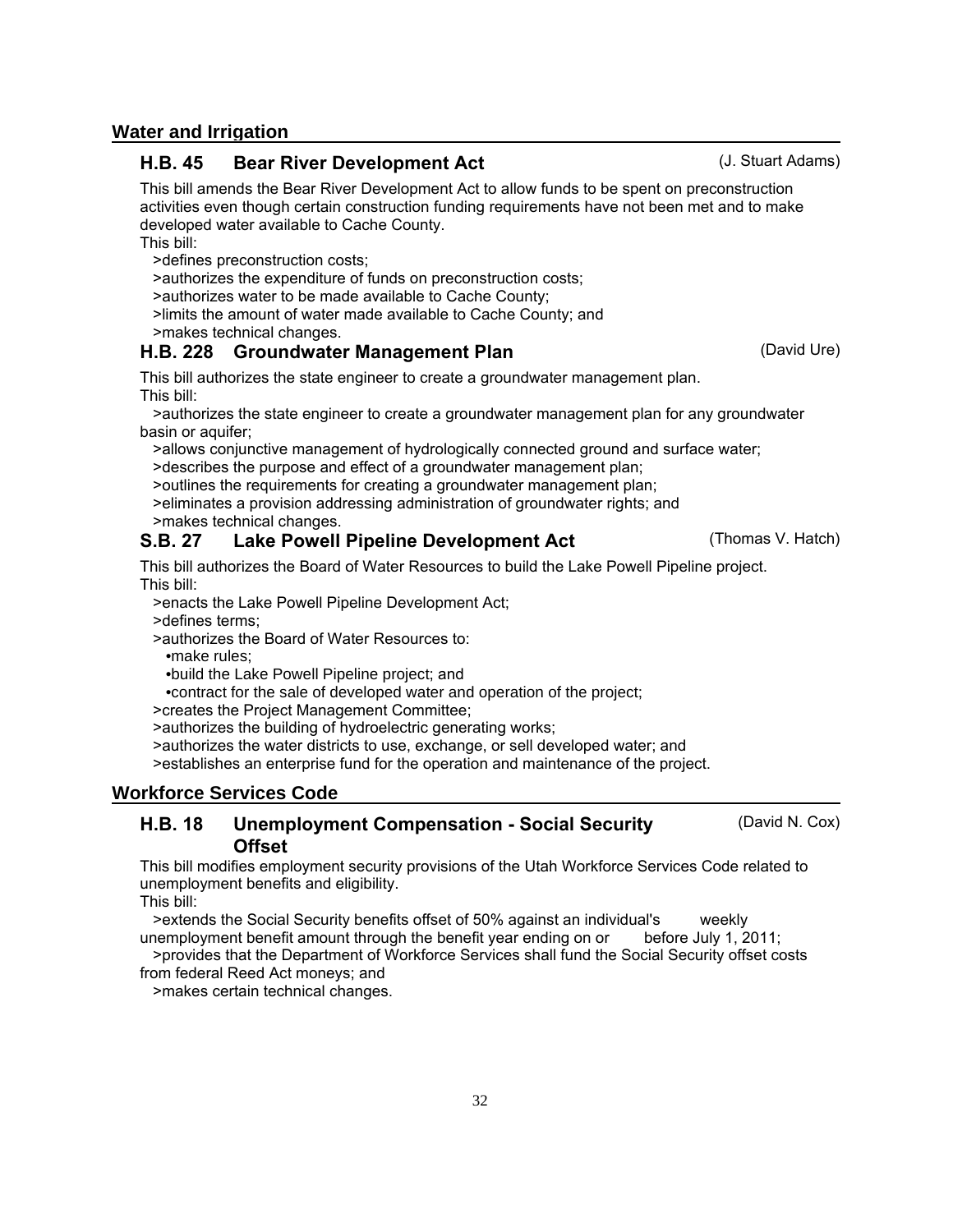## Water and Irrigation

### H.B. 45 Bear River Development Act (J. Stuart Adams)

This bill amends the Bear River Development Act to allow funds to be spent on preconstruction activities even though certain construction funding requirements have not been met and to make developed water available to Cache County.

This bill:

>defines preconstruction costs;
>authorizes the expenditure of funds on preconstruction costs;
>authorizes water to be made available to Cache County;
>limits the amount of water made available to Cache County; and
>makes technical changes.

### H.B. 228 Groundwater Management Plan (David Ure)

This bill authorizes the state engineer to create a groundwater management plan.

This bill:

>authorizes the state engineer to create a groundwater management plan for any groundwater basin or aquifer;
>allows conjunctive management of hydrologically connected ground and surface water;
>describes the purpose and effect of a groundwater management plan;
>outlines the requirements for creating a groundwater management plan;
>eliminates a provision addressing administration of groundwater rights; and
>makes technical changes.

### S.B. 27 Lake Powell Pipeline Development Act (Thomas V. Hatch)

This bill authorizes the Board of Water Resources to build the Lake Powell Pipeline project.

This bill:

>enacts the Lake Powell Pipeline Development Act;
>defines terms;
>authorizes the Board of Water Resources to:
- make rules;
- build the Lake Powell Pipeline project; and
- contract for the sale of developed water and operation of the project;

>creates the Project Management Committee;
>authorizes the building of hydroelectric generating works;
>authorizes the water districts to use, exchange, or sell developed water; and
>establishes an enterprise fund for the operation and maintenance of the project.

## Workforce Services Code

### H.B. 18 Unemployment Compensation - Social Security Offset (David N. Cox)

This bill modifies employment security provisions of the Utah Workforce Services Code related to unemployment benefits and eligibility.

This bill:

>extends the Social Security benefits offset of 50% against an individual's weekly unemployment benefit amount through the benefit year ending on or before July 1, 2011;
>provides that the Department of Workforce Services shall fund the Social Security offset costs from federal Reed Act moneys; and
>makes certain technical changes.